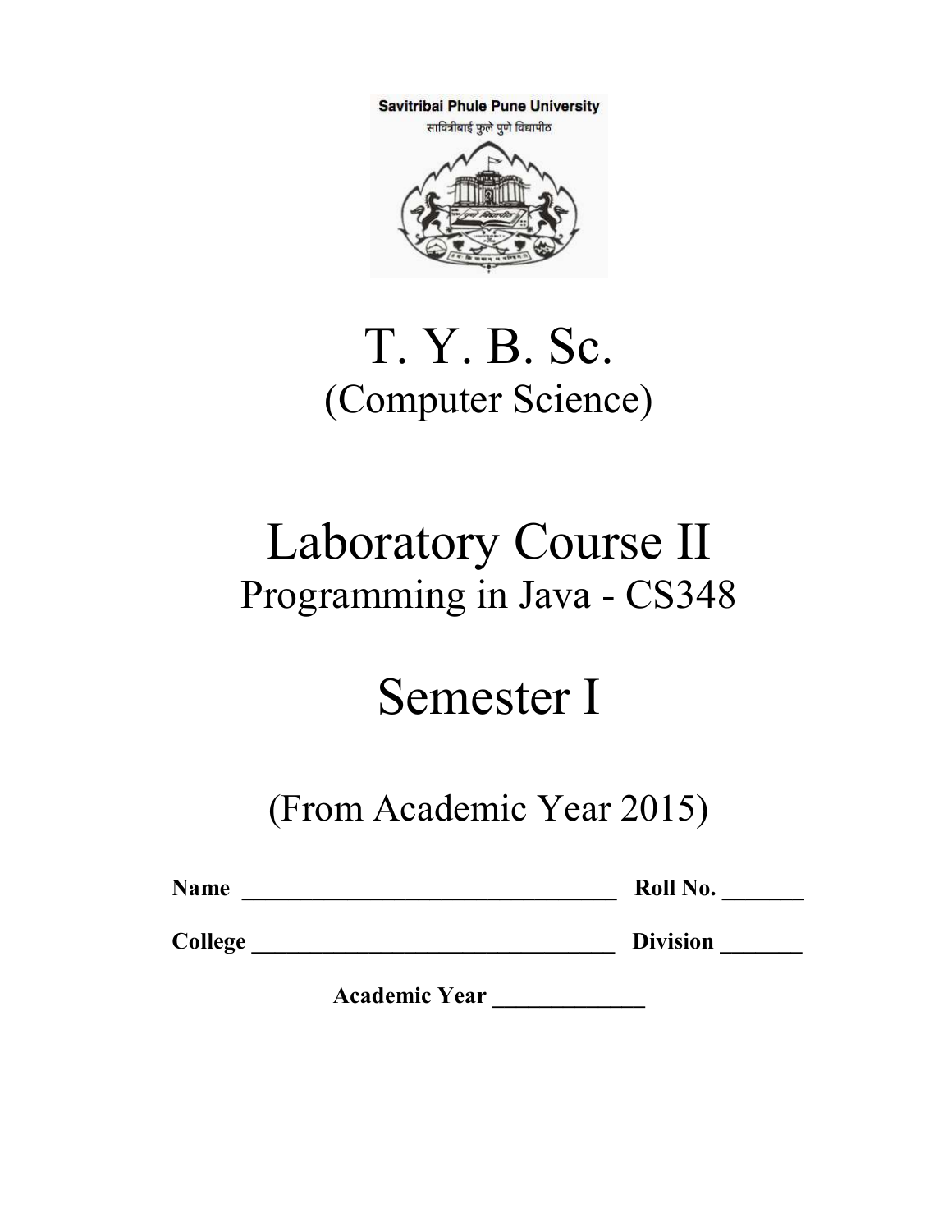Savitribai Phule Pune University

सावित्रीबाई फुले पुणे विद्यापीठ

# T. Y. B. Sc.

## (Computer Science)

# Laboratory Course II

## Programming in Java - CS348

# Semester I

## (From Academic Year 2015)

**Name** ________________________________ **Roll No.** _______

**College** ________________________________ **Division** _______

**Academic Year** _____________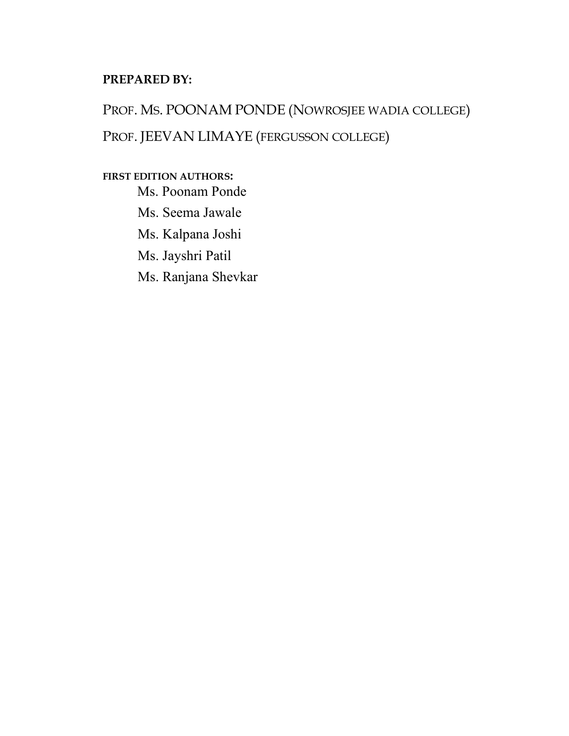**PREPARED BY:**

PROF. MS. POONAM PONDE (NOWROSJEE WADIA COLLEGE)

PROF. JEEVAN LIMAYE (FERGUSSON COLLEGE)

**FIRST EDITION AUTHORS:**

- Ms. Poonam Ponde
- Ms. Seema Jawale
- Ms. Kalpana Joshi
- Ms. Jayshri Patil
- Ms. Ranjana Shevkar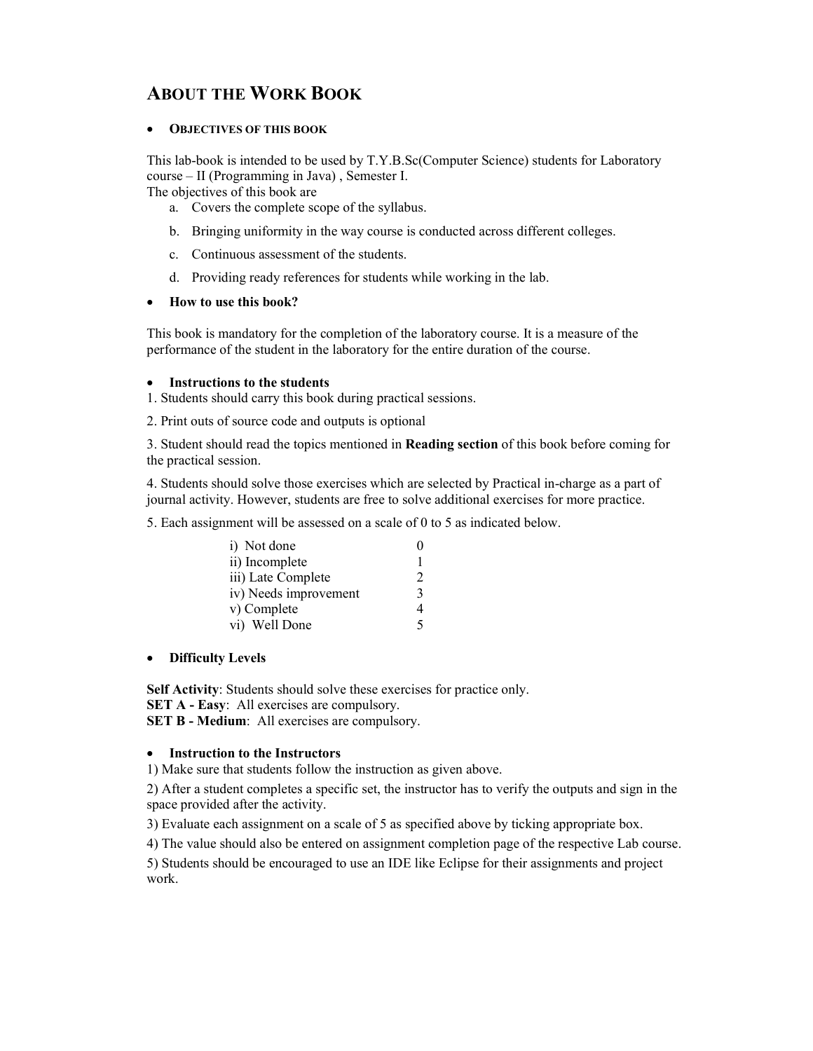# ABOUT THE WORK BOOK

- **OBJECTIVES OF THIS BOOK**

This lab-book is intended to be used by T.Y.B.Sc(Computer Science) students for Laboratory course – II (Programming in Java) , Semester I.
The objectives of this book are

a. Covers the complete scope of the syllabus.
b. Bringing uniformity in the way course is conducted across different colleges.
c. Continuous assessment of the students.
d. Providing ready references for students while working in the lab.

- **How to use this book?**

This book is mandatory for the completion of the laboratory course. It is a measure of the performance of the student in the laboratory for the entire duration of the course.

- **Instructions to the students**

1. Students should carry this book during practical sessions.

2. Print outs of source code and outputs is optional

3. Student should read the topics mentioned in **Reading section** of this book before coming for the practical session.

4. Students should solve those exercises which are selected by Practical in-charge as a part of journal activity. However, students are free to solve additional exercises for more practice.

5. Each assignment will be assessed on a scale of 0 to 5 as indicated below.

| | |
|---|---|
| i) Not done | 0 |
| ii) Incomplete | 1 |
| iii) Late Complete | 2 |
| iv) Needs improvement | 3 |
| v) Complete | 4 |
| vi) Well Done | 5 |

- **Difficulty Levels**

**Self Activity**: Students should solve these exercises for practice only.
**SET A - Easy**: All exercises are compulsory.
**SET B - Medium**: All exercises are compulsory.

- **Instruction to the Instructors**

1) Make sure that students follow the instruction as given above.

2) After a student completes a specific set, the instructor has to verify the outputs and sign in the space provided after the activity.

3) Evaluate each assignment on a scale of 5 as specified above by ticking appropriate box.

4) The value should also be entered on assignment completion page of the respective Lab course.

5) Students should be encouraged to use an IDE like Eclipse for their assignments and project work.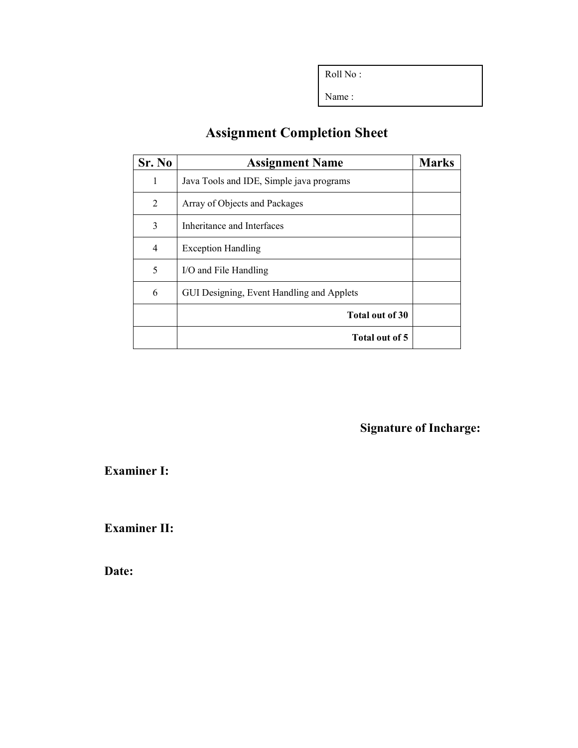Roll No :

Name :

# Assignment Completion Sheet

| Sr. No | Assignment Name | Marks |
|---|---|---|
| 1 | Java Tools and IDE, Simple java programs | |
| 2 | Array of Objects and Packages | |
| 3 | Inheritance and Interfaces | |
| 4 | Exception Handling | |
| 5 | I/O and File Handling | |
| 6 | GUI Designing, Event Handling and Applets | |
| | **Total out of 30** | |
| | **Total out of 5** | |

**Signature of Incharge:**

**Examiner I:**

**Examiner II:**

**Date:**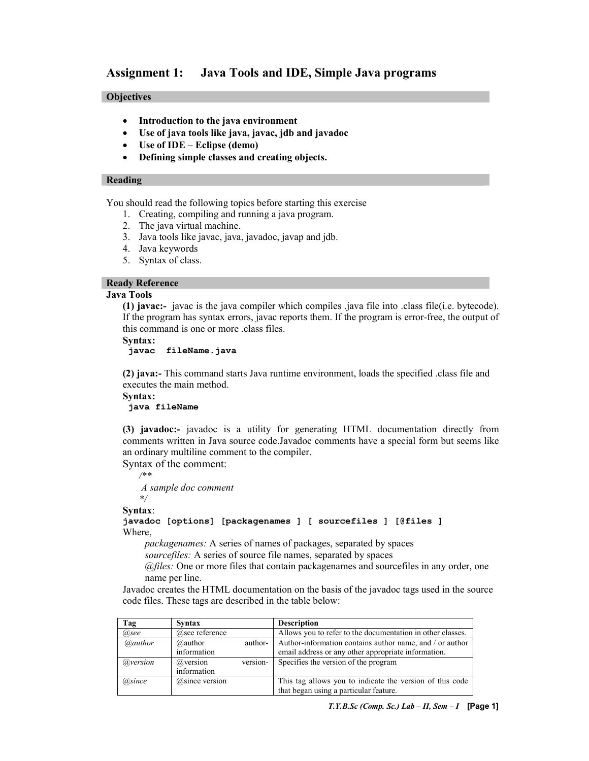# Assignment 1: Java Tools and IDE, Simple Java programs

## Objectives

- **Introduction to the java environment**
- **Use of java tools like java, javac, jdb and javadoc**
- **Use of IDE – Eclipse (demo)**
- **Defining simple classes and creating objects.**

## Reading

You should read the following topics before starting this exercise

1. Creating, compiling and running a java program.
2. The java virtual machine.
3. Java tools like javac, java, javadoc, javap and jdb.
4. Java keywords
5. Syntax of class.

## Ready Reference

### Java Tools

**(1) javac:-** javac is the java compiler which compiles .java file into .class file(i.e. bytecode). If the program has syntax errors, javac reports them. If the program is error-free, the output of this command is one or more .class files.

**Syntax:**

```
javac  fileName.java
```

**(2) java:-** This command starts Java runtime environment, loads the specified .class file and executes the main method.

**Syntax:**

```
java fileName
```

**(3) javadoc:-** javadoc is a utility for generating HTML documentation directly from comments written in Java source code.Javadoc comments have a special form but seems like an ordinary multiline comment to the compiler.

Syntax of the comment:

```
/**
 A sample doc comment
*/
```

**Syntax**:

```
javadoc [options] [packagenames ] [ sourcefiles ] [@files ]
```

Where,

*packagenames:* A series of names of packages, separated by spaces
*sourcefiles:* A series of source file names, separated by spaces
*@files:* One or more files that contain packagenames and sourcefiles in any order, one name per line.

Javadoc creates the HTML documentation on the basis of the javadoc tags used in the source code files. These tags are described in the table below:

| Tag | Syntax | Description |
|---|---|---|
| *@see* | @see reference | Allows you to refer to the documentation in other classes. |
| *@author* | @author author-information | Author-information contains author name, and / or author email address or any other appropriate information. |
| *@version* | @version version-information | Specifies the version of the program |
| *@since* | @since version | This tag allows you to indicate the version of this code that began using a particular feature. |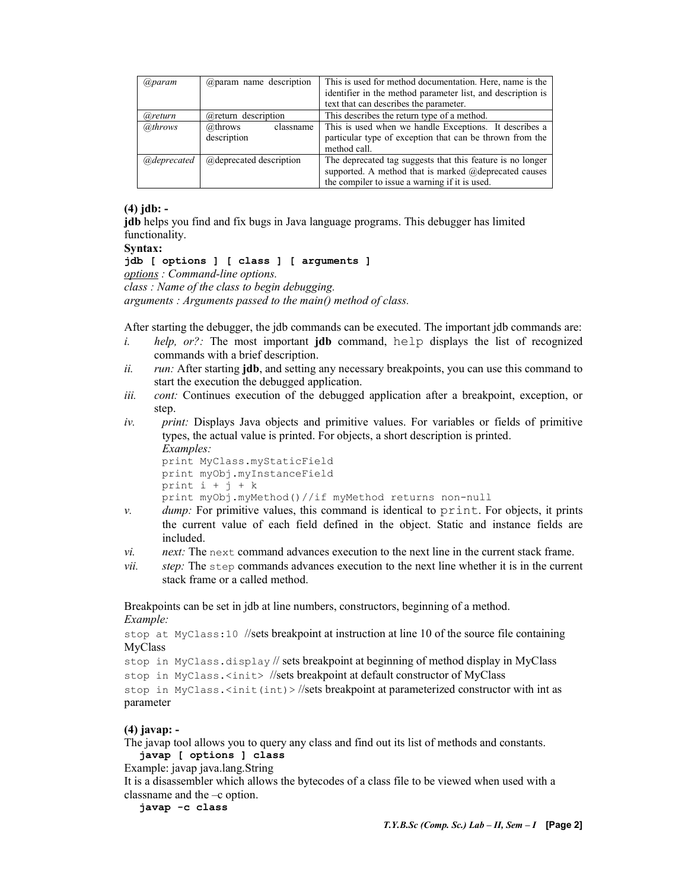| @param | @param name description | This is used for method documentation. Here, name is the identifier in the method parameter list, and description is text that can describes the parameter. |
|---|---|---|
| @return | @return description | This describes the return type of a method. |
| @throws | @throws classname description | This is used when we handle Exceptions. It describes a particular type of exception that can be thrown from the method call. |
| @deprecated | @deprecated description | The deprecated tag suggests that this feature is no longer supported. A method that is marked @deprecated causes the compiler to issue a warning if it is used. |

**(4) jdb: -**

**jdb** helps you find and fix bugs in Java language programs. This debugger has limited functionality.

**Syntax:**

**`jdb [ options ] [ class ] [ arguments ]`**

*options : Command-line options.*
*class : Name of the class to begin debugging.*
*arguments : Arguments passed to the main() method of class.*

After starting the debugger, the jdb commands can be executed. The important jdb commands are:

i. *help, or?:* The most important **jdb** command, `help` displays the list of recognized commands with a brief description.
ii. *run:* After starting **jdb**, and setting any necessary breakpoints, you can use this command to start the execution the debugged application.
iii. *cont:* Continues execution of the debugged application after a breakpoint, exception, or step.
iv. *print:* Displays Java objects and primitive values. For variables or fields of primitive types, the actual value is printed. For objects, a short description is printed.
   *Examples:*
   ```
   print MyClass.myStaticField
   print myObj.myInstanceField
   print i + j + k
   print myObj.myMethod()//if myMethod returns non-null
   ```
v. *dump:* For primitive values, this command is identical to `print`. For objects, it prints the current value of each field defined in the object. Static and instance fields are included.
vi. *next:* The `next` command advances execution to the next line in the current stack frame.
vii. *step:* The `step` commands advances execution to the next line whether it is in the current stack frame or a called method.

Breakpoints can be set in jdb at line numbers, constructors, beginning of a method.
*Example:*

`stop at MyClass:10` //sets breakpoint at instruction at line 10 of the source file containing MyClass
`stop in MyClass.display` // sets breakpoint at beginning of method display in MyClass
`stop in MyClass.<init>` //sets breakpoint at default constructor of MyClass
`stop in MyClass.<init(int)>` //sets breakpoint at parameterized constructor with int as parameter

**(4) javap: -**

The javap tool allows you to query any class and find out its list of methods and constants.

**`javap [ options ] class`**

Example: javap java.lang.String

It is a disassembler which allows the bytecodes of a class file to be viewed when used with a classname and the –c option.

**`javap -c class`**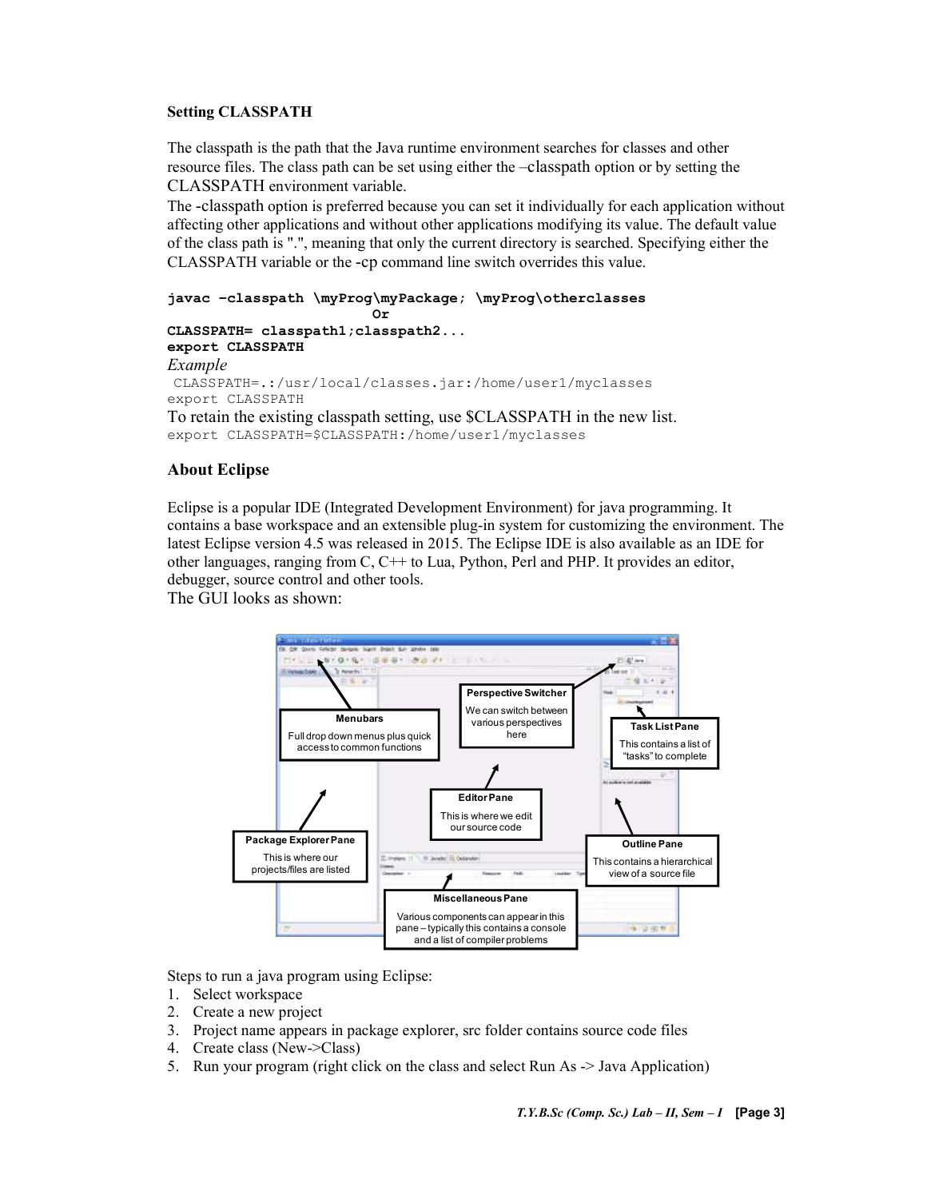### Setting CLASSPATH

The classpath is the path that the Java runtime environment searches for classes and other resource files. The class path can be set using either the –classpath option or by setting the CLASSPATH environment variable.
The -classpath option is preferred because you can set it individually for each application without affecting other applications and without other applications modifying its value. The default value of the class path is ".", meaning that only the current directory is searched. Specifying either the CLASSPATH variable or the -cp command line switch overrides this value.

```
javac –classpath \myProg\myPackage; \myProg\otherclasses
                     Or
CLASSPATH= classpath1;classpath2...
export CLASSPATH
```

*Example*

```
 CLASSPATH=.:/usr/local/classes.jar:/home/user1/myclasses
export CLASSPATH
```

To retain the existing classpath setting, use $CLASSPATH in the new list.

```
export CLASSPATH=$CLASSPATH:/home/user1/myclasses
```

### About Eclipse

Eclipse is a popular IDE (Integrated Development Environment) for java programming. It contains a base workspace and an extensible plug-in system for customizing the environment. The latest Eclipse version 4.5 was released in 2015. The Eclipse IDE is also available as an IDE for other languages, ranging from C, C++ to Lua, Python, Perl and PHP. It provides an editor, debugger, source control and other tools.
The GUI looks as shown:

**Perspective Switcher** – We can switch between various perspectives here

**Menubars** – Full drop down menus plus quick access to common functions

**Task List Pane** – This contains a list of "tasks" to complete

**Editor Pane** – This is where we edit our source code

**Package Explorer Pane** – This is where our projects/files are listed

**Outline Pane** – This contains a hierarchical view of a source file

**Miscellaneous Pane** – Various components can appear in this pane – typically this contains a console and a list of compiler problems

Steps to run a java program using Eclipse:

1. Select workspace
2. Create a new project
3. Project name appears in package explorer, src folder contains source code files
4. Create class (New->Class)
5. Run your program (right click on the class and select Run As -> Java Application)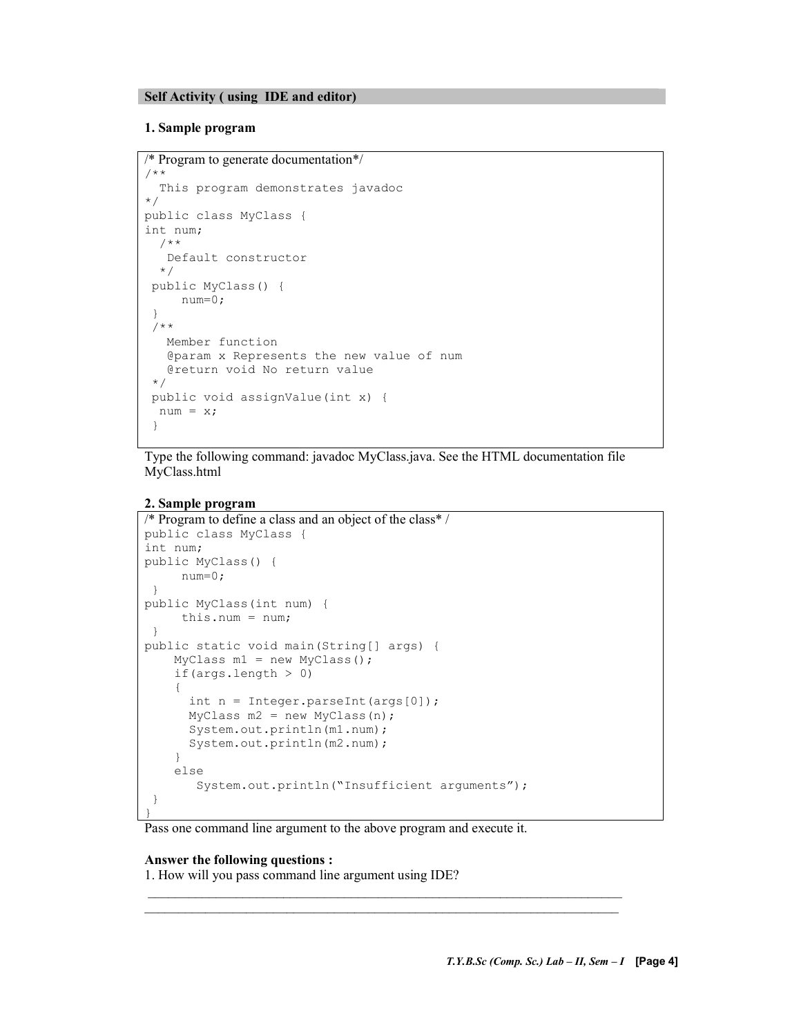## Self Activity ( using IDE and editor)

### 1. Sample program

```
/* Program to generate documentation*/
/**
  This program demonstrates javadoc
*/
public class MyClass {
int num;
  /**
   Default constructor
  */
 public MyClass() {
     num=0;
 }
 /**
   Member function
   @param x Represents the new value of num
   @return void No return value
 */
 public void assignValue(int x) {
  num = x;
 }
```

Type the following command: javadoc MyClass.java. See the HTML documentation file MyClass.html

### 2. Sample program

```
/* Program to define a class and an object of the class* /
public class MyClass {
int num;
public MyClass() {
     num=0;
 }
public MyClass(int num) {
     this.num = num;
 }
public static void main(String[] args) {
    MyClass m1 = new MyClass();
    if(args.length > 0)
    {
      int n = Integer.parseInt(args[0]);
      MyClass m2 = new MyClass(n);
      System.out.println(m1.num);
      System.out.println(m2.num);
     }
    else
       System.out.println("Insufficient arguments");
 }
}
```

Pass one command line argument to the above program and execute it.

**Answer the following questions :**

1. How will you pass command line argument using IDE?

\_\_\_\_\_\_\_\_\_\_\_\_\_\_\_\_\_\_\_\_\_\_\_\_\_\_\_\_\_\_\_\_\_\_\_\_\_\_\_\_\_\_\_\_\_\_\_\_\_\_\_\_\_\_\_\_\_\_\_\_\_\_\_\_\_\_\_\_\_\_

\_\_\_\_\_\_\_\_\_\_\_\_\_\_\_\_\_\_\_\_\_\_\_\_\_\_\_\_\_\_\_\_\_\_\_\_\_\_\_\_\_\_\_\_\_\_\_\_\_\_\_\_\_\_\_\_\_\_\_\_\_\_\_\_\_\_\_\_\_\_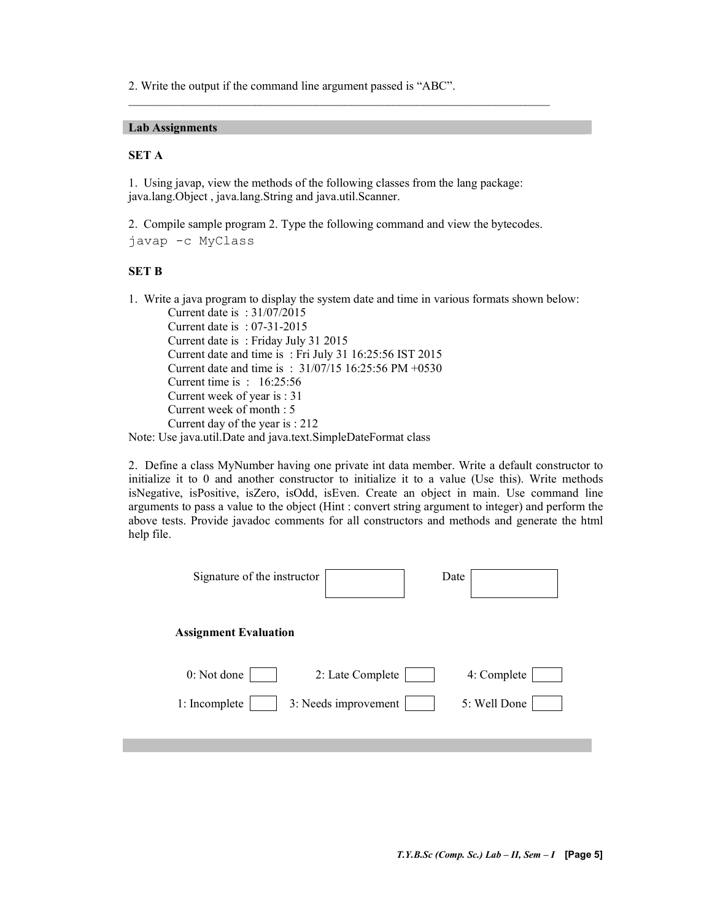2. Write the output if the command line argument passed is "ABC".

\_\_\_\_\_\_\_\_\_\_\_\_\_\_\_\_\_\_\_\_\_\_\_\_\_\_\_\_\_\_\_\_\_\_\_\_\_\_\_\_\_\_\_\_\_\_\_\_\_\_\_\_\_\_\_\_\_\_\_\_\_\_\_\_\_\_\_\_

## Lab Assignments

### SET A

1. Using javap, view the methods of the following classes from the lang package: java.lang.Object , java.lang.String and java.util.Scanner.

2. Compile sample program 2. Type the following command and view the bytecodes.

```
javap -c MyClass
```

### SET B

1. Write a java program to display the system date and time in various formats shown below:

   Current date is : 31/07/2015
   Current date is : 07-31-2015
   Current date is : Friday July 31 2015
   Current date and time is : Fri July 31 16:25:56 IST 2015
   Current date and time is : 31/07/15 16:25:56 PM +0530
   Current time is : 16:25:56
   Current week of year is : 31
   Current week of month : 5
   Current day of the year is : 212

Note: Use java.util.Date and java.text.SimpleDateFormat class

2. Define a class MyNumber having one private int data member. Write a default constructor to initialize it to 0 and another constructor to initialize it to a value (Use this). Write methods isNegative, isPositive, isZero, isOdd, isEven. Create an object in main. Use command line arguments to pass a value to the object (Hint : convert string argument to integer) and perform the above tests. Provide javadoc comments for all constructors and methods and generate the html help file.

Signature of the instructor [ ] Date [ ]

**Assignment Evaluation**

| | | |
|---|---|---|
| 0: Not done [ ] | 2: Late Complete [ ] | 4: Complete [ ] |
| 1: Incomplete [ ] | 3: Needs improvement [ ] | 5: Well Done [ ] |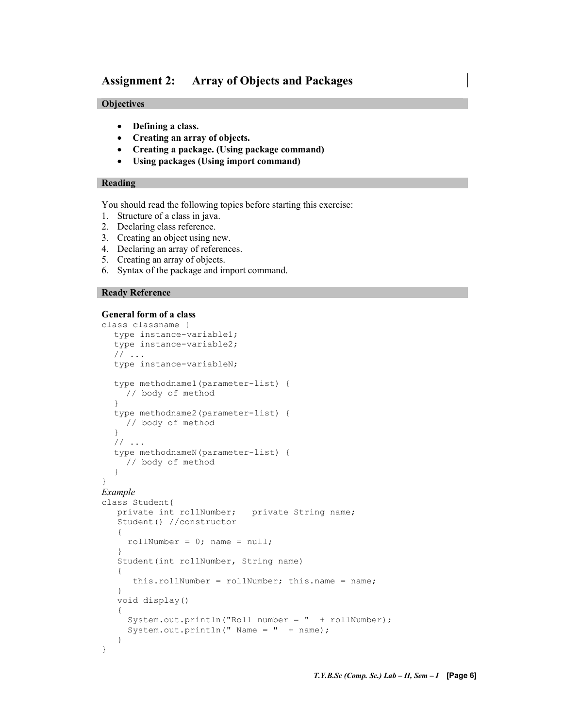## Assignment 2: Array of Objects and Packages

### Objectives

- **Defining a class.**
- **Creating an array of objects.**
- **Creating a package. (Using package command)**
- **Using packages (Using import command)**

### Reading

You should read the following topics before starting this exercise:

1. Structure of a class in java.
2. Declaring class reference.
3. Creating an object using new.
4. Declaring an array of references.
5. Creating an array of objects.
6. Syntax of the package and import command.

### Ready Reference

**General form of a class**

```
class classname {
   type instance-variable1;
   type instance-variable2;
   // ...
   type instance-variableN;

   type methodname1(parameter-list) {
     // body of method
   }
   type methodname2(parameter-list) {
     // body of method
   }
   // ...
   type methodnameN(parameter-list) {
     // body of method
   }
}
```

*Example*

```
class Student{
    private int rollNumber;   private String name;
    Student() //constructor
    {
      rollNumber = 0; name = null;
    }
    Student(int rollNumber, String name)
    {
       this.rollNumber = rollNumber; this.name = name;
    }
    void display()
    {
      System.out.println("Roll number = "  + rollNumber);
      System.out.println(" Name = "  + name);
    }
}
```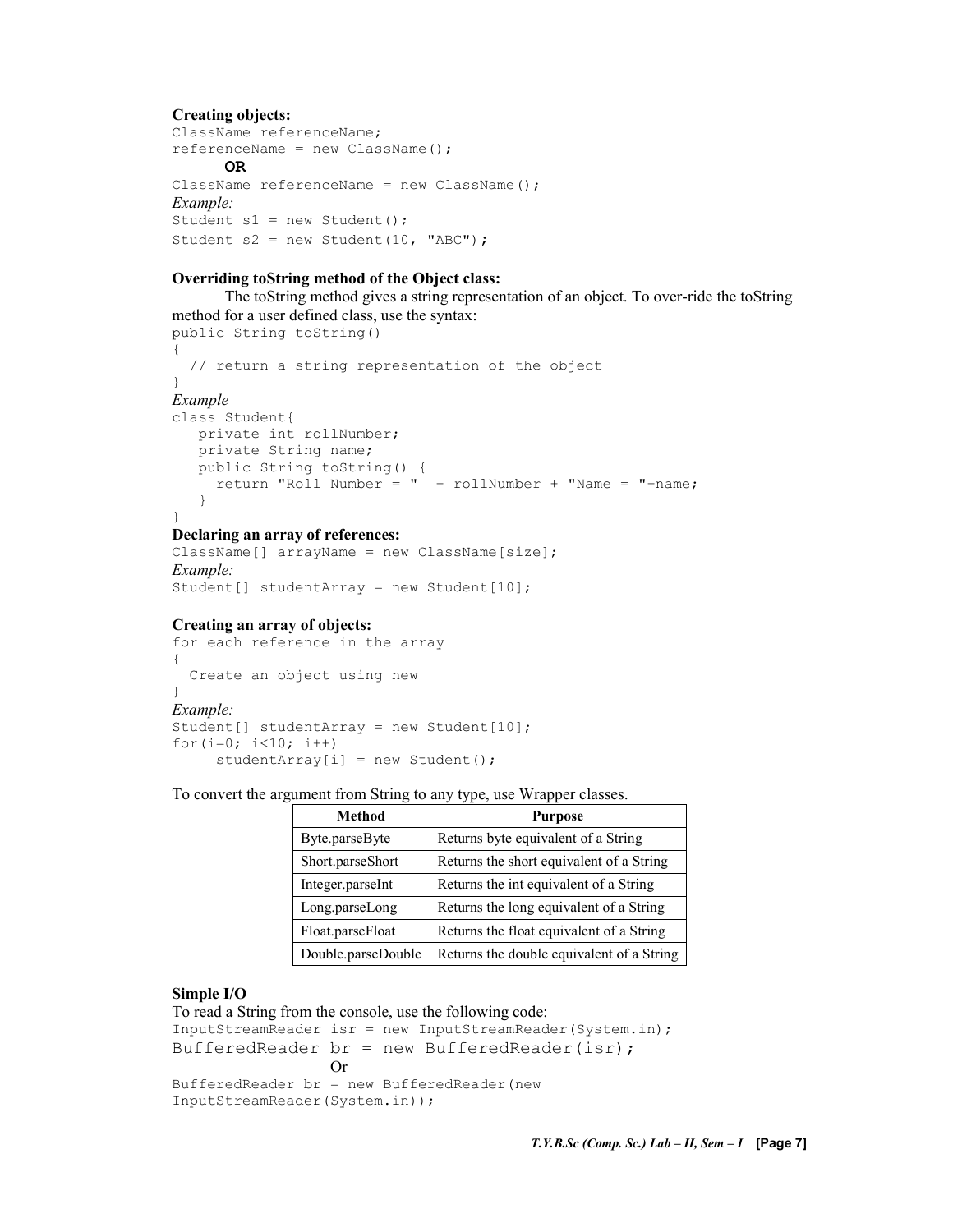**Creating objects:**

```
ClassName referenceName;
referenceName = new ClassName();
```

**OR**

```
ClassName referenceName = new ClassName();
```

*Example:*

```
Student s1 = new Student();
Student s2 = new Student(10, "ABC");
```

**Overriding toString method of the Object class:**

The toString method gives a string representation of an object. To over-ride the toString method for a user defined class, use the syntax:

```
public String toString()
{
  // return a string representation of the object
}
```

*Example*

```
class Student{
   private int rollNumber;
   private String name;
   public String toString() {
     return "Roll Number = "  + rollNumber + "Name = "+name;
   }
}
```

**Declaring an array of references:**

```
ClassName[] arrayName = new ClassName[size];
```

*Example:*

```
Student[] studentArray = new Student[10];
```

**Creating an array of objects:**

```
for each reference in the array
{
  Create an object using new
}
```

*Example:*

```
Student[] studentArray = new Student[10];
for(i=0; i<10; i++)
     studentArray[i] = new Student();
```

To convert the argument from String to any type, use Wrapper classes.

| Method | Purpose |
|---|---|
| Byte.parseByte | Returns byte equivalent of a String |
| Short.parseShort | Returns the short equivalent of a String |
| Integer.parseInt | Returns the int equivalent of a String |
| Long.parseLong | Returns the long equivalent of a String |
| Float.parseFloat | Returns the float equivalent of a String |
| Double.parseDouble | Returns the double equivalent of a String |

**Simple I/O**

To read a String from the console, use the following code:

```
InputStreamReader isr = new InputStreamReader(System.in);
BufferedReader br = new BufferedReader(isr);
```

Or

```
BufferedReader br = new BufferedReader(new
InputStreamReader(System.in));
```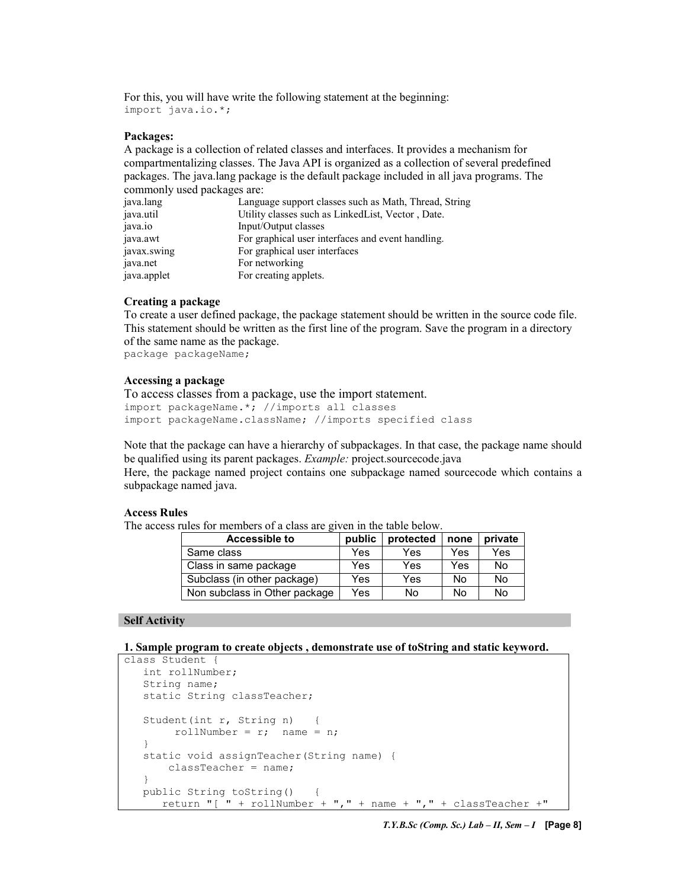For this, you will have write the following statement at the beginning:

```
import java.io.*;
```

**Packages:**

A package is a collection of related classes and interfaces. It provides a mechanism for compartmentalizing classes. The Java API is organized as a collection of several predefined packages. The java.lang package is the default package included in all java programs. The commonly used packages are:

| | |
|---|---|
| java.lang | Language support classes such as Math, Thread, String |
| java.util | Utility classes such as LinkedList, Vector , Date. |
| java.io | Input/Output classes |
| java.awt | For graphical user interfaces and event handling. |
| javax.swing | For graphical user interfaces |
| java.net | For networking |
| java.applet | For creating applets. |

**Creating a package**

To create a user defined package, the package statement should be written in the source code file. This statement should be written as the first line of the program. Save the program in a directory of the same name as the package.

```
package packageName;
```

**Accessing a package**

To access classes from a package, use the import statement.

```
import packageName.*; //imports all classes
import packageName.className; //imports specified class
```

Note that the package can have a hierarchy of subpackages. In that case, the package name should be qualified using its parent packages. *Example:* project.sourcecode.java

Here, the package named project contains one subpackage named sourcecode which contains a subpackage named java.

**Access Rules**

The access rules for members of a class are given in the table below.

| Accessible to | public | protected | none | private |
|---|---|---|---|---|
| Same class | Yes | Yes | Yes | Yes |
| Class in same package | Yes | Yes | Yes | No |
| Subclass (in other package) | Yes | Yes | No | No |
| Non subclass in Other package | Yes | No | No | No |

**Self Activity**

**1. Sample program to create objects , demonstrate use of toString and static keyword.**

```
class Student {
   int rollNumber;
   String name;
   static String classTeacher;

   Student(int r, String n)   {
        rollNumber = r;  name = n;
   }
   static void assignTeacher(String name) {
       classTeacher = name;
   }
   public String toString()   {
      return "[ " + rollNumber + "," + name + "," + classTeacher +"
```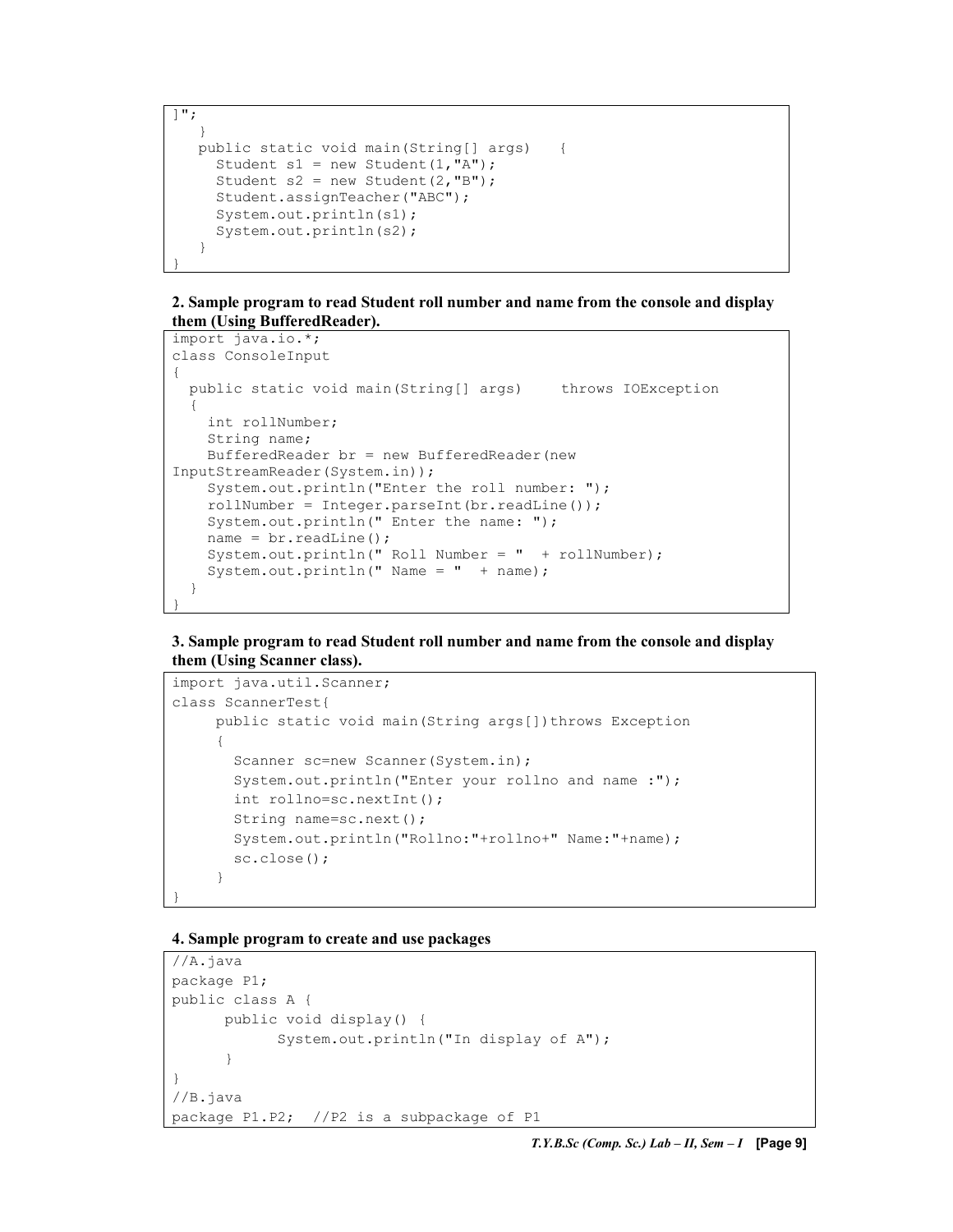```
]";
   }
   public static void main(String[] args)   {
     Student s1 = new Student(1,"A");
     Student s2 = new Student(2,"B");
     Student.assignTeacher("ABC");
     System.out.println(s1);
     System.out.println(s2);
   }
}
```

**2. Sample program to read Student roll number and name from the console and display them (Using BufferedReader).**

```
import java.io.*;
class ConsoleInput
{
  public static void main(String[] args)    throws IOException
  {
    int rollNumber;
    String name;
    BufferedReader br = new BufferedReader(new
InputStreamReader(System.in));
    System.out.println("Enter the roll number: ");
    rollNumber = Integer.parseInt(br.readLine());
    System.out.println(" Enter the name: ");
    name = br.readLine();
    System.out.println(" Roll Number = "  + rollNumber);
    System.out.println(" Name = "  + name);
  }
}
```

**3. Sample program to read Student roll number and name from the console and display them (Using Scanner class).**

```
import java.util.Scanner;
class ScannerTest{
     public static void main(String args[])throws Exception
     {
       Scanner sc=new Scanner(System.in);
       System.out.println("Enter your rollno and name :");
       int rollno=sc.nextInt();
       String name=sc.next();
       System.out.println("Rollno:"+rollno+" Name:"+name);
       sc.close();
     }
}
```

**4. Sample program to create and use packages**

```
//A.java
package P1;
public class A {
      public void display() {
            System.out.println("In display of A");
      }
}
//B.java
package P1.P2;  //P2 is a subpackage of P1
```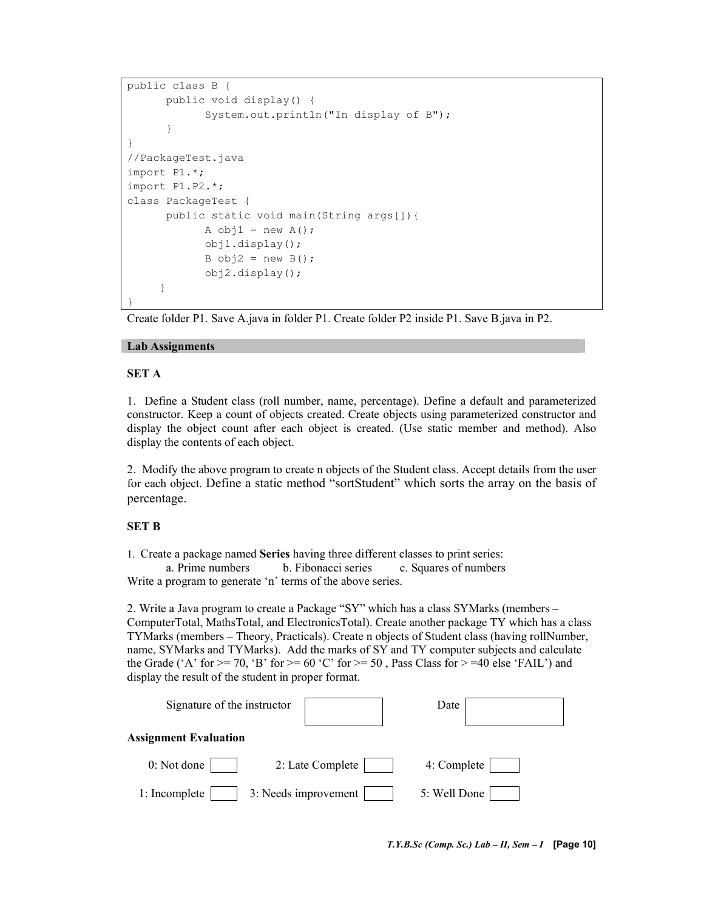```
public class B {
      public void display() {
            System.out.println("In display of B");
      }
}
//PackageTest.java
import P1.*;
import P1.P2.*;
class PackageTest {
      public static void main(String args[]){
            A obj1 = new A();
            obj1.display();
            B obj2 = new B();
            obj2.display();
     }
}
```

Create folder P1. Save A.java in folder P1. Create folder P2 inside P1. Save B.java in P2.

## Lab Assignments

### SET A

1. Define a Student class (roll number, name, percentage). Define a default and parameterized constructor. Keep a count of objects created. Create objects using parameterized constructor and display the object count after each object is created. (Use static member and method). Also display the contents of each object.

2. Modify the above program to create n objects of the Student class. Accept details from the user for each object. Define a static method "sortStudent" which sorts the array on the basis of percentage.

### SET B

1. Create a package named **Series** having three different classes to print series:
   a. Prime numbers    b. Fibonacci series    c. Squares of numbers

   Write a program to generate 'n' terms of the above series.

2. Write a Java program to create a Package "SY" which has a class SYMarks (members – ComputerTotal, MathsTotal, and ElectronicsTotal). Create another package TY which has a class TYMarks (members – Theory, Practicals). Create n objects of Student class (having rollNumber, name, SYMarks and TYMarks). Add the marks of SY and TY computer subjects and calculate the Grade ('A' for >= 70, 'B' for >= 60 'C' for >= 50 , Pass Class for > =40 else 'FAIL') and display the result of the student in proper format.

Signature of the instructor                Date

**Assignment Evaluation**

| | | |
|---|---|---|
| 0: Not done | 2: Late Complete | 4: Complete |
| 1: Incomplete | 3: Needs improvement | 5: Well Done |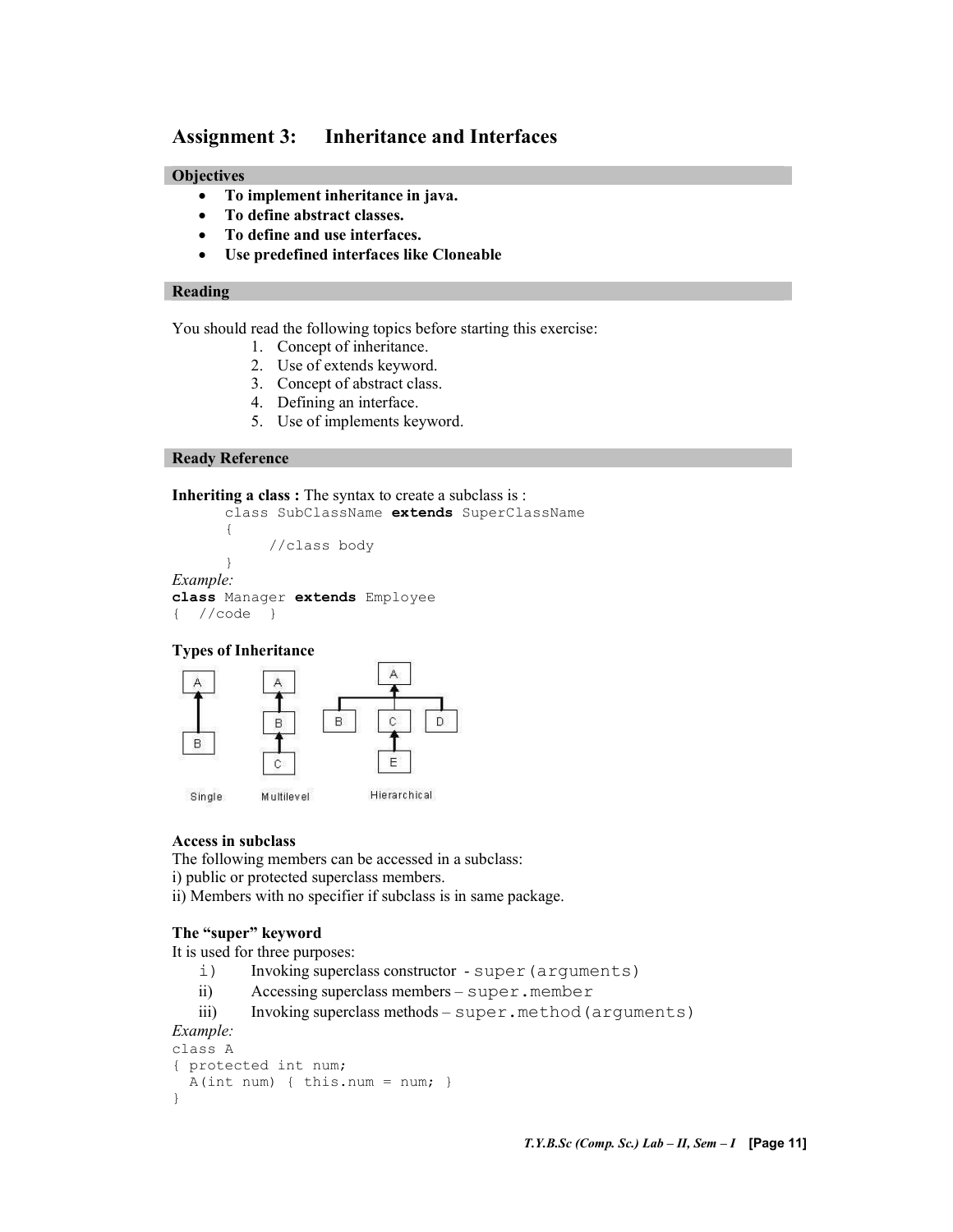## Assignment 3: Inheritance and Interfaces

### Objectives

- **To implement inheritance in java.**
- **To define abstract classes.**
- **To define and use interfaces.**
- **Use predefined interfaces like Cloneable**

### Reading

You should read the following topics before starting this exercise:

1. Concept of inheritance.
2. Use of extends keyword.
3. Concept of abstract class.
4. Defining an interface.
5. Use of implements keyword.

### Ready Reference

**Inheriting a class :** The syntax to create a subclass is :

```
class SubClassName extends SuperClassName
{
     //class body
}
```

*Example:*

```
class Manager extends Employee
{  //code  }
```

**Types of Inheritance**

Single: A ← B

Multilevel: A ← B ← C

Hierarchical: A ← B, C, D; C ← E

**Access in subclass**

The following members can be accessed in a subclass:

i) public or protected superclass members.

ii) Members with no specifier if subclass is in same package.

**The "super" keyword**

It is used for three purposes:

i) Invoking superclass constructor - `super(arguments)`

ii) Accessing superclass members – `super.member`

iii) Invoking superclass methods – `super.method(arguments)`

*Example:*

```
class A
{ protected int num;
  A(int num) { this.num = num; }
}
```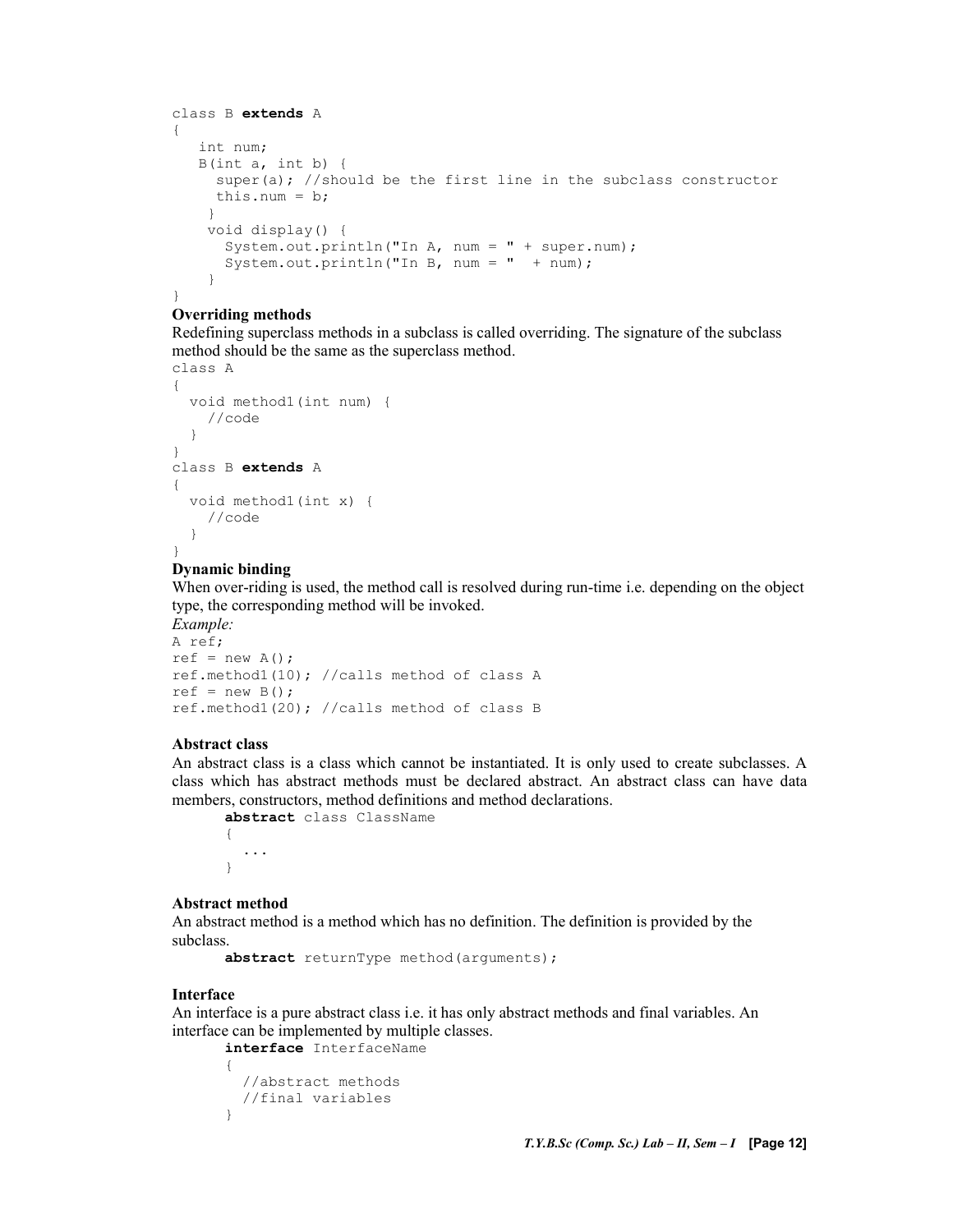```java
class B extends A
{
   int num;
   B(int a, int b) {
     super(a); //should be the first line in the subclass constructor
     this.num = b;
    }
    void display() {
      System.out.println("In A, num = " + super.num);
      System.out.println("In B, num = "  + num);
    }
}
```

**Overriding methods**

Redefining superclass methods in a subclass is called overriding. The signature of the subclass method should be the same as the superclass method.

```java
class A
{
  void method1(int num) {
    //code
  }
}
class B extends A
{
  void method1(int x) {
    //code
  }
}
```

**Dynamic binding**

When over-riding is used, the method call is resolved during run-time i.e. depending on the object type, the corresponding method will be invoked.

*Example:*

```java
A ref;
ref = new A();
ref.method1(10); //calls method of class A
ref = new B();
ref.method1(20); //calls method of class B
```

**Abstract class**

An abstract class is a class which cannot be instantiated. It is only used to create subclasses. A class which has abstract methods must be declared abstract. An abstract class can have data members, constructors, method definitions and method declarations.

```java
abstract class ClassName
{
  ...
}
```

**Abstract method**

An abstract method is a method which has no definition. The definition is provided by the subclass.

```java
abstract returnType method(arguments);
```

**Interface**

An interface is a pure abstract class i.e. it has only abstract methods and final variables. An interface can be implemented by multiple classes.

```java
interface InterfaceName
{
  //abstract methods
  //final variables
}
```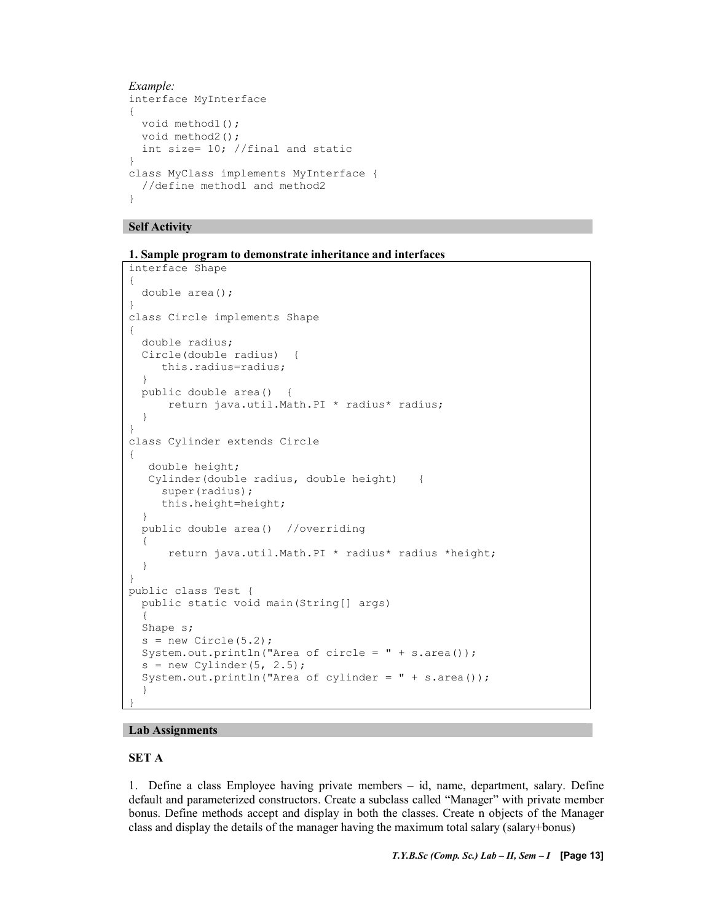*Example:*

```
interface MyInterface
{
  void method1();
  void method2();
  int size= 10; //final and static
}
class MyClass implements MyInterface {
  //define method1 and method2
}
```

### Self Activity

**1. Sample program to demonstrate inheritance and interfaces**

```
interface Shape
{
  double area();
}
class Circle implements Shape
{
  double radius;
  Circle(double radius)  {
     this.radius=radius;
  }
  public double area()  {
      return java.util.Math.PI * radius* radius;
  }
}
class Cylinder extends Circle
{
   double height;
   Cylinder(double radius, double height)   {
     super(radius);
     this.height=height;
  }
  public double area()  //overriding
  {
      return java.util.Math.PI * radius* radius *height;
  }
}
public class Test {
  public static void main(String[] args)
  {
  Shape s;
  s = new Circle(5.2);
  System.out.println("Area of circle = " + s.area());
  s = new Cylinder(5, 2.5);
  System.out.println("Area of cylinder = " + s.area());
  }
}
```

### Lab Assignments

**SET A**

1. Define a class Employee having private members – id, name, department, salary. Define default and parameterized constructors. Create a subclass called "Manager" with private member bonus. Define methods accept and display in both the classes. Create n objects of the Manager class and display the details of the manager having the maximum total salary (salary+bonus)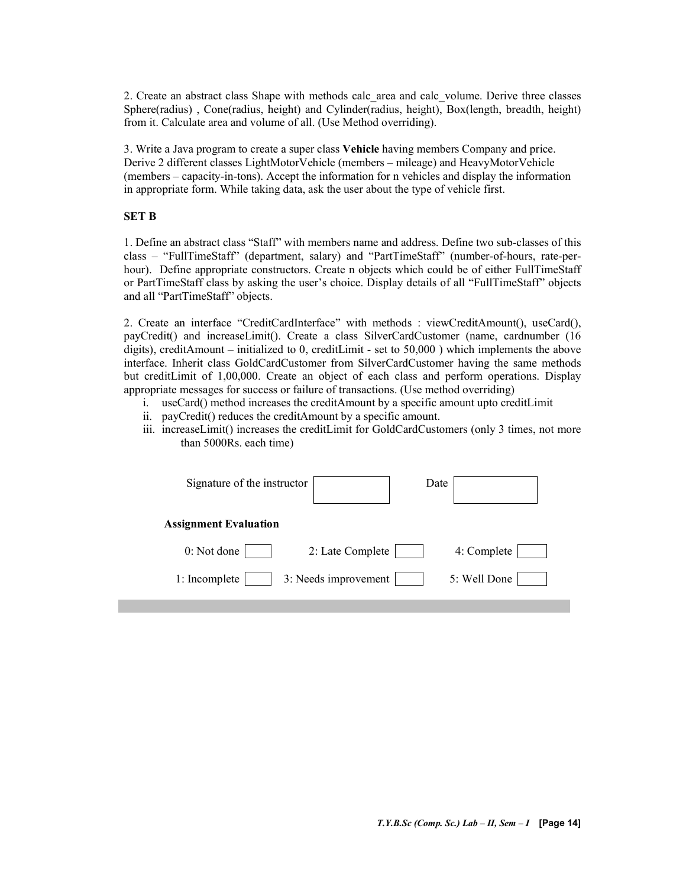2. Create an abstract class Shape with methods calc_area and calc_volume. Derive three classes Sphere(radius) , Cone(radius, height) and Cylinder(radius, height), Box(length, breadth, height) from it. Calculate area and volume of all. (Use Method overriding).

3. Write a Java program to create a super class **Vehicle** having members Company and price. Derive 2 different classes LightMotorVehicle (members – mileage) and HeavyMotorVehicle (members – capacity-in-tons). Accept the information for n vehicles and display the information in appropriate form. While taking data, ask the user about the type of vehicle first.

**SET B**

1. Define an abstract class "Staff" with members name and address. Define two sub-classes of this class – "FullTimeStaff" (department, salary) and "PartTimeStaff" (number-of-hours, rate-per-hour). Define appropriate constructors. Create n objects which could be of either FullTimeStaff or PartTimeStaff class by asking the user's choice. Display details of all "FullTimeStaff" objects and all "PartTimeStaff" objects.

2. Create an interface "CreditCardInterface" with methods : viewCreditAmount(), useCard(), payCredit() and increaseLimit(). Create a class SilverCardCustomer (name, cardnumber (16 digits), creditAmount – initialized to 0, creditLimit - set to 50,000 ) which implements the above interface. Inherit class GoldCardCustomer from SilverCardCustomer having the same methods but creditLimit of 1,00,000. Create an object of each class and perform operations. Display appropriate messages for success or failure of transactions. (Use method overriding)

i. useCard() method increases the creditAmount by a specific amount upto creditLimit
ii. payCredit() reduces the creditAmount by a specific amount.
iii. increaseLimit() increases the creditLimit for GoldCardCustomers (only 3 times, not more than 5000Rs. each time)

Signature of the instructor [ ] Date [ ]

**Assignment Evaluation**

| | | |
|---|---|---|
| 0: Not done [ ] | 2: Late Complete [ ] | 4: Complete [ ] |
| 1: Incomplete [ ] | 3: Needs improvement [ ] | 5: Well Done [ ] |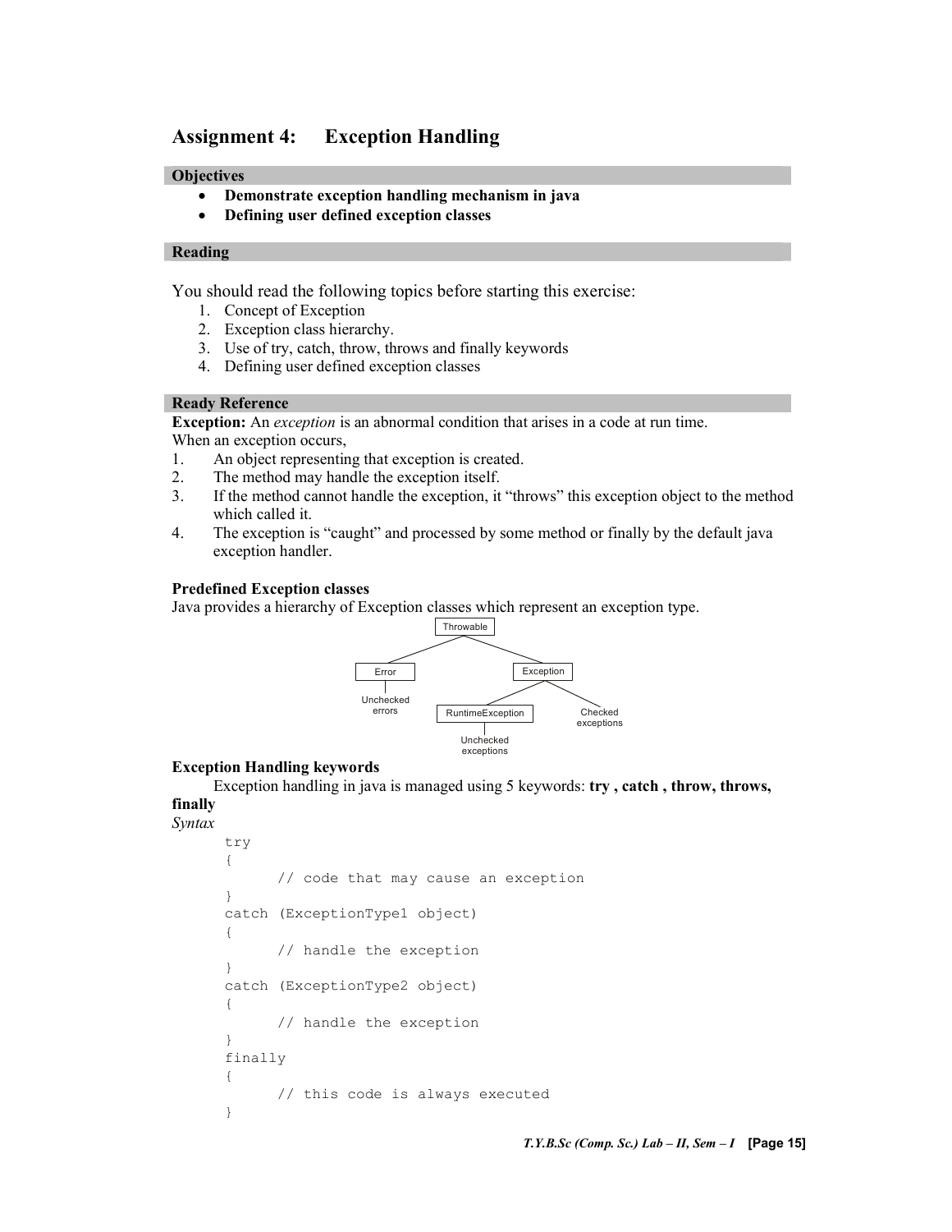# Assignment 4: Exception Handling

## Objectives

- **Demonstrate exception handling mechanism in java**
- **Defining user defined exception classes**

## Reading

You should read the following topics before starting this exercise:

1. Concept of Exception
2. Exception class hierarchy.
3. Use of try, catch, throw, throws and finally keywords
4. Defining user defined exception classes

## Ready Reference

**Exception:** An *exception* is an abnormal condition that arises in a code at run time.
When an exception occurs,

1. An object representing that exception is created.
2. The method may handle the exception itself.
3. If the method cannot handle the exception, it "throws" this exception object to the method which called it.
4. The exception is "caught" and processed by some method or finally by the default java exception handler.

**Predefined Exception classes**

Java provides a hierarchy of Exception classes which represent an exception type.

```
                      Throwable
                     /         \
                Error           Exception
                  |             /        \
            Unchecked   RuntimeException   Checked
             errors            |           exceptions
                           Unchecked
                           exceptions
```

**Exception Handling keywords**

Exception handling in java is managed using 5 keywords: **try , catch , throw, throws, finally**

*Syntax*

```
try
{
      // code that may cause an exception
}
catch (ExceptionType1 object)
{
      // handle the exception
}
catch (ExceptionType2 object)
{
      // handle the exception
}
finally
{
      // this code is always executed
}
```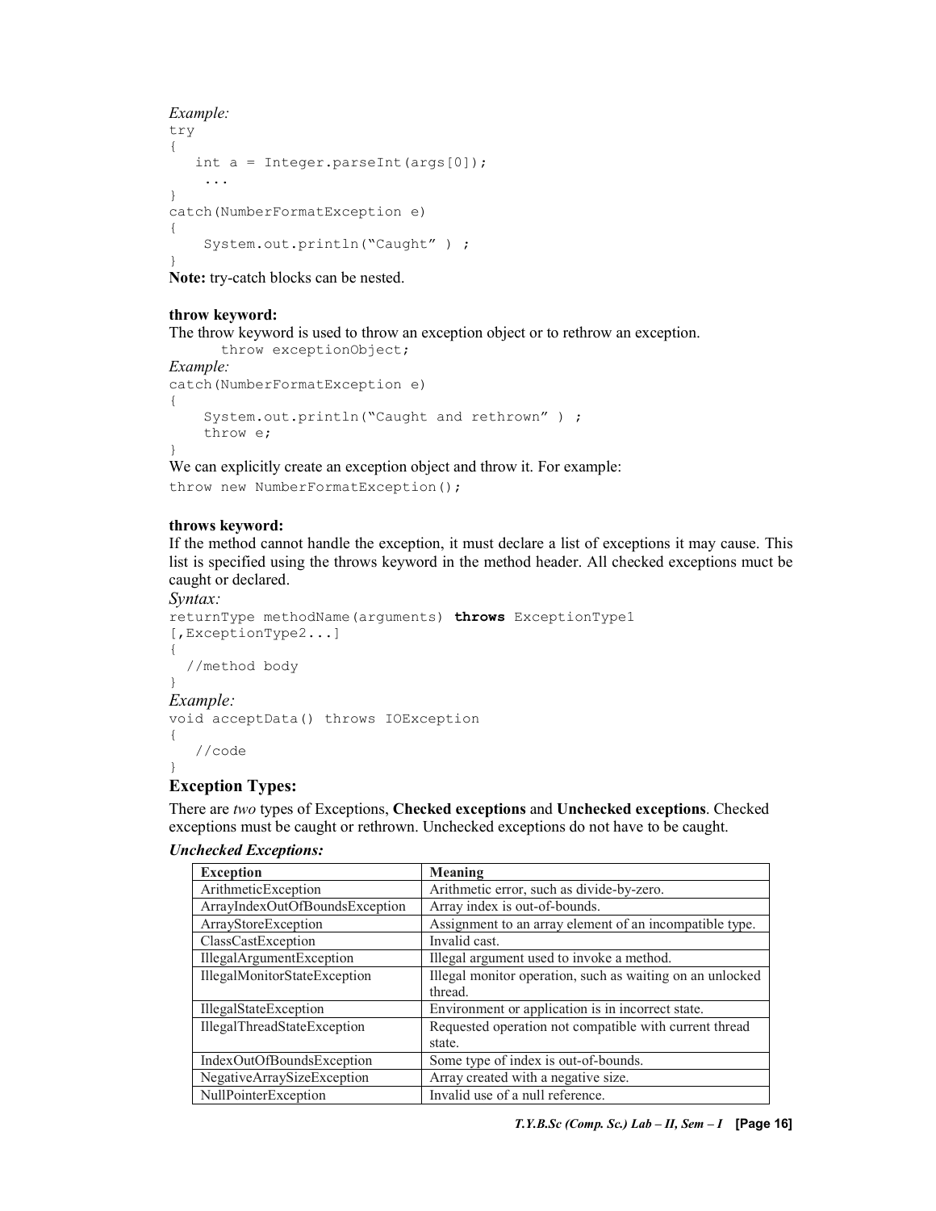*Example:*

```
try
{
   int a = Integer.parseInt(args[0]);
    ...
}
catch(NumberFormatException e)
{
    System.out.println("Caught" ) ;
}
```

**Note:** try-catch blocks can be nested.

**throw keyword:**

The throw keyword is used to throw an exception object or to rethrow an exception.

```
throw exceptionObject;
```

*Example:*

```
catch(NumberFormatException e)
{
    System.out.println("Caught and rethrown" ) ;
    throw e;
}
```

We can explicitly create an exception object and throw it. For example:

```
throw new NumberFormatException();
```

**throws keyword:**

If the method cannot handle the exception, it must declare a list of exceptions it may cause. This list is specified using the throws keyword in the method header. All checked exceptions muct be caught or declared.

*Syntax:*

```
returnType methodName(arguments) throws ExceptionType1
[,ExceptionType2...]
{
  //method body
}
```

*Example:*

```
void acceptData() throws IOException
{
   //code
}
```

### Exception Types:

There are *two* types of Exceptions, **Checked exceptions** and **Unchecked exceptions**. Checked exceptions must be caught or rethrown. Unchecked exceptions do not have to be caught.

***Unchecked Exceptions:***

| Exception | Meaning |
|---|---|
| ArithmeticException | Arithmetic error, such as divide-by-zero. |
| ArrayIndexOutOfBoundsException | Array index is out-of-bounds. |
| ArrayStoreException | Assignment to an array element of an incompatible type. |
| ClassCastException | Invalid cast. |
| IllegalArgumentException | Illegal argument used to invoke a method. |
| IllegalMonitorStateException | Illegal monitor operation, such as waiting on an unlocked thread. |
| IllegalStateException | Environment or application is in incorrect state. |
| IllegalThreadStateException | Requested operation not compatible with current thread state. |
| IndexOutOfBoundsException | Some type of index is out-of-bounds. |
| NegativeArraySizeException | Array created with a negative size. |
| NullPointerException | Invalid use of a null reference. |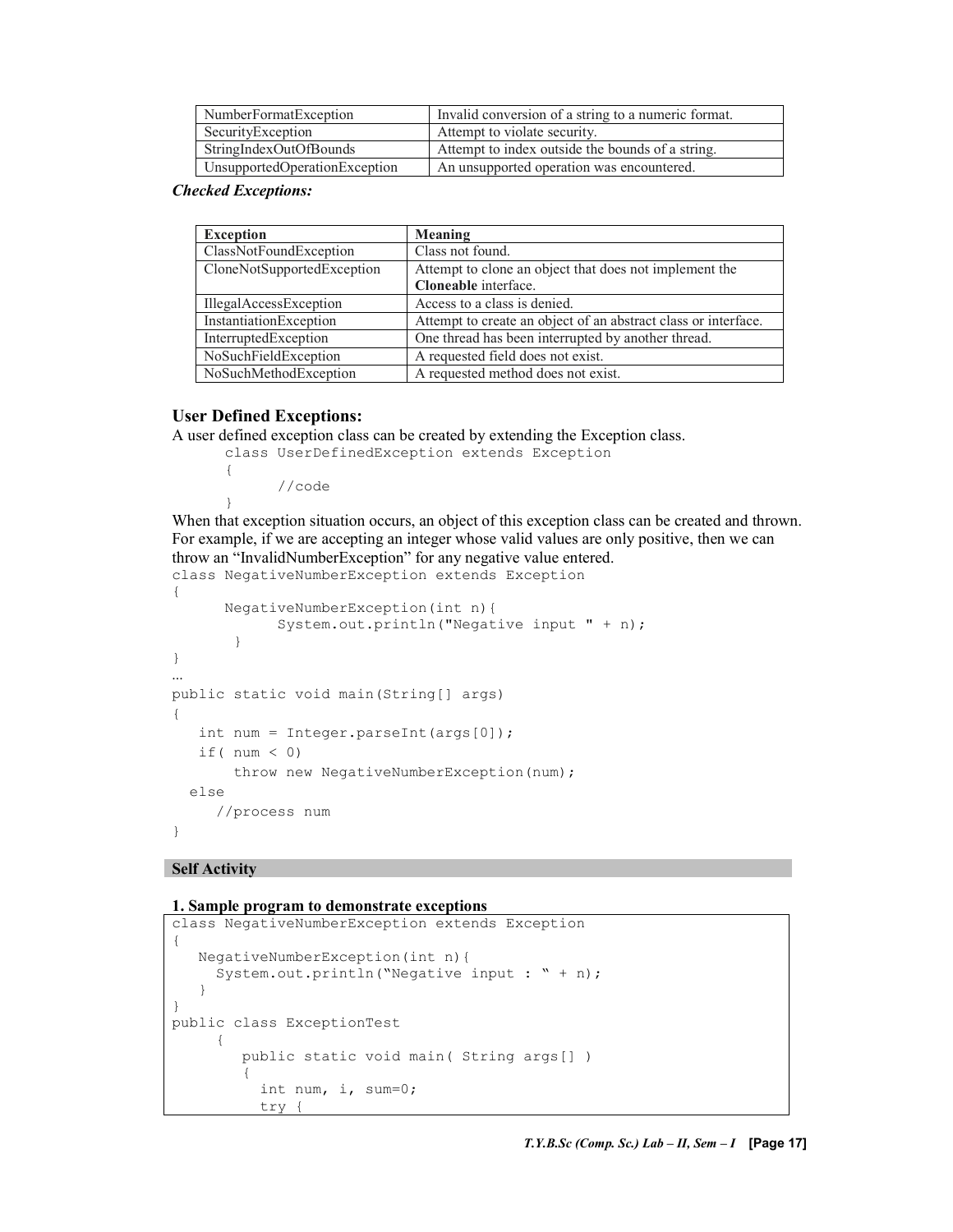| NumberFormatException | Invalid conversion of a string to a numeric format. |
|---|---|
| SecurityException | Attempt to violate security. |
| StringIndexOutOfBounds | Attempt to index outside the bounds of a string. |
| UnsupportedOperationException | An unsupported operation was encountered. |

***Checked Exceptions:***

| Exception | Meaning |
|---|---|
| ClassNotFoundException | Class not found. |
| CloneNotSupportedException | Attempt to clone an object that does not implement the **Cloneable** interface. |
| IllegalAccessException | Access to a class is denied. |
| InstantiationException | Attempt to create an object of an abstract class or interface. |
| InterruptedException | One thread has been interrupted by another thread. |
| NoSuchFieldException | A requested field does not exist. |
| NoSuchMethodException | A requested method does not exist. |

### User Defined Exceptions:

A user defined exception class can be created by extending the Exception class.

```
class UserDefinedException extends Exception
{
      //code
}
```

When that exception situation occurs, an object of this exception class can be created and thrown. For example, if we are accepting an integer whose valid values are only positive, then we can throw an "InvalidNumberException" for any negative value entered.

```
class NegativeNumberException extends Exception
{
      NegativeNumberException(int n){
            System.out.println("Negative input " + n);
       }
}
...
public static void main(String[] args)
{
   int num = Integer.parseInt(args[0]);
   if( num < 0)
       throw new NegativeNumberException(num);
  else
     //process num
}
```

**Self Activity**

**1. Sample program to demonstrate exceptions**

```
class NegativeNumberException extends Exception
{
   NegativeNumberException(int n){
     System.out.println("Negative input : " + n);
   }
}
public class ExceptionTest
     {
        public static void main( String args[] )
        {
          int num, i, sum=0;
          try {
```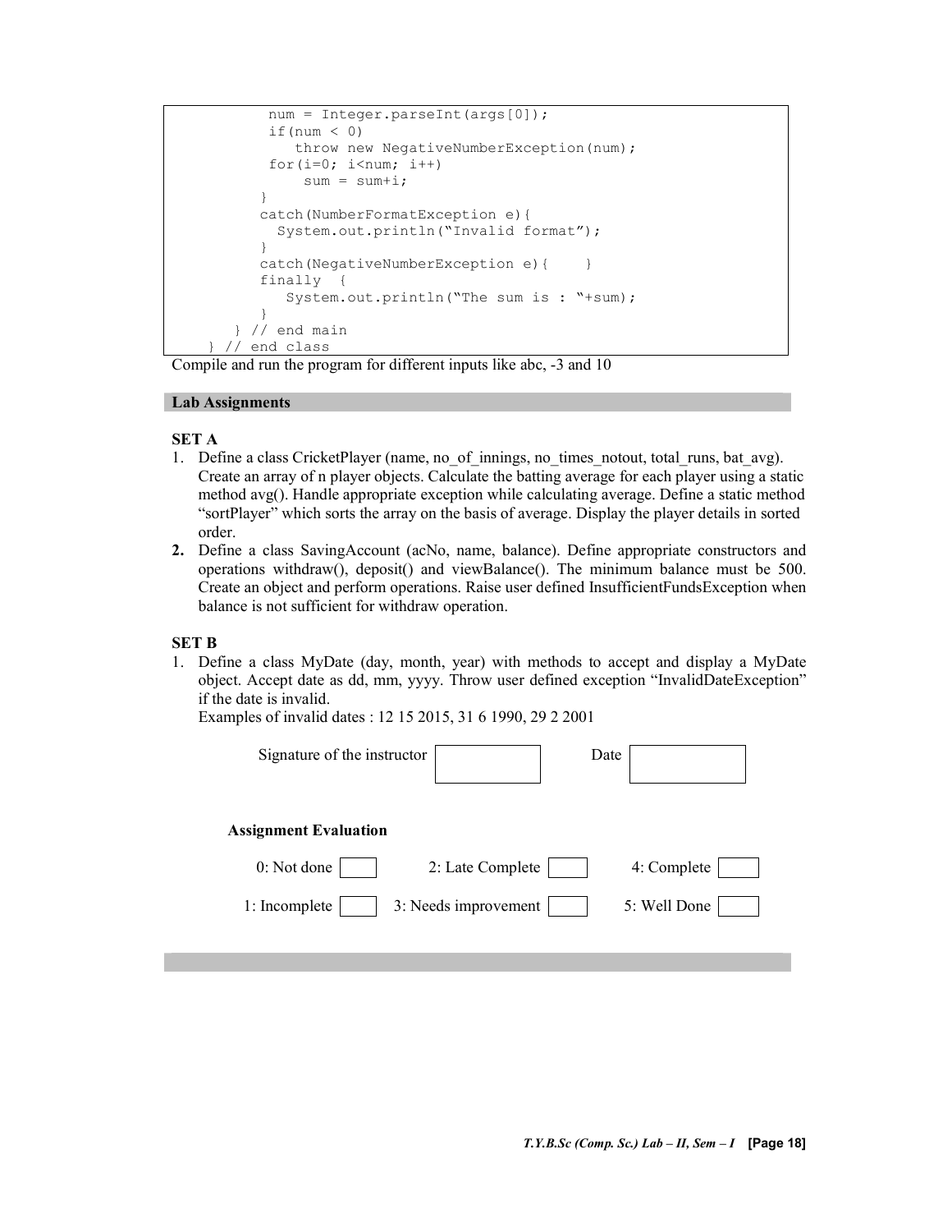```
          num = Integer.parseInt(args[0]);
          if(num < 0)
             throw new NegativeNumberException(num);
          for(i=0; i<num; i++)
              sum = sum+i;
         }
         catch(NumberFormatException e){
           System.out.println("Invalid format");
         }
         catch(NegativeNumberException e){    }
         finally  {
            System.out.println("The sum is : "+sum);
         }
      } // end main
   } // end class
```

Compile and run the program for different inputs like abc, -3 and 10

## Lab Assignments

### SET A

1. Define a class CricketPlayer (name, no_of_innings, no_times_notout, total_runs, bat_avg). Create an array of n player objects. Calculate the batting average for each player using a static method avg(). Handle appropriate exception while calculating average. Define a static method "sortPlayer" which sorts the array on the basis of average. Display the player details in sorted order.
2. Define a class SavingAccount (acNo, name, balance). Define appropriate constructors and operations withdraw(), deposit() and viewBalance(). The minimum balance must be 500. Create an object and perform operations. Raise user defined InsufficientFundsException when balance is not sufficient for withdraw operation.

### SET B

1. Define a class MyDate (day, month, year) with methods to accept and display a MyDate object. Accept date as dd, mm, yyyy. Throw user defined exception "InvalidDateException" if the date is invalid.
   Examples of invalid dates : 12 15 2015, 31 6 1990, 29 2 2001

| Signature of the instructor | | Date | |
|---|---|---|---|

**Assignment Evaluation**

| | | | | | |
|---|---|---|---|---|---|
| 0: Not done | | 2: Late Complete | | 4: Complete | |
| 1: Incomplete | | 3: Needs improvement | | 5: Well Done | |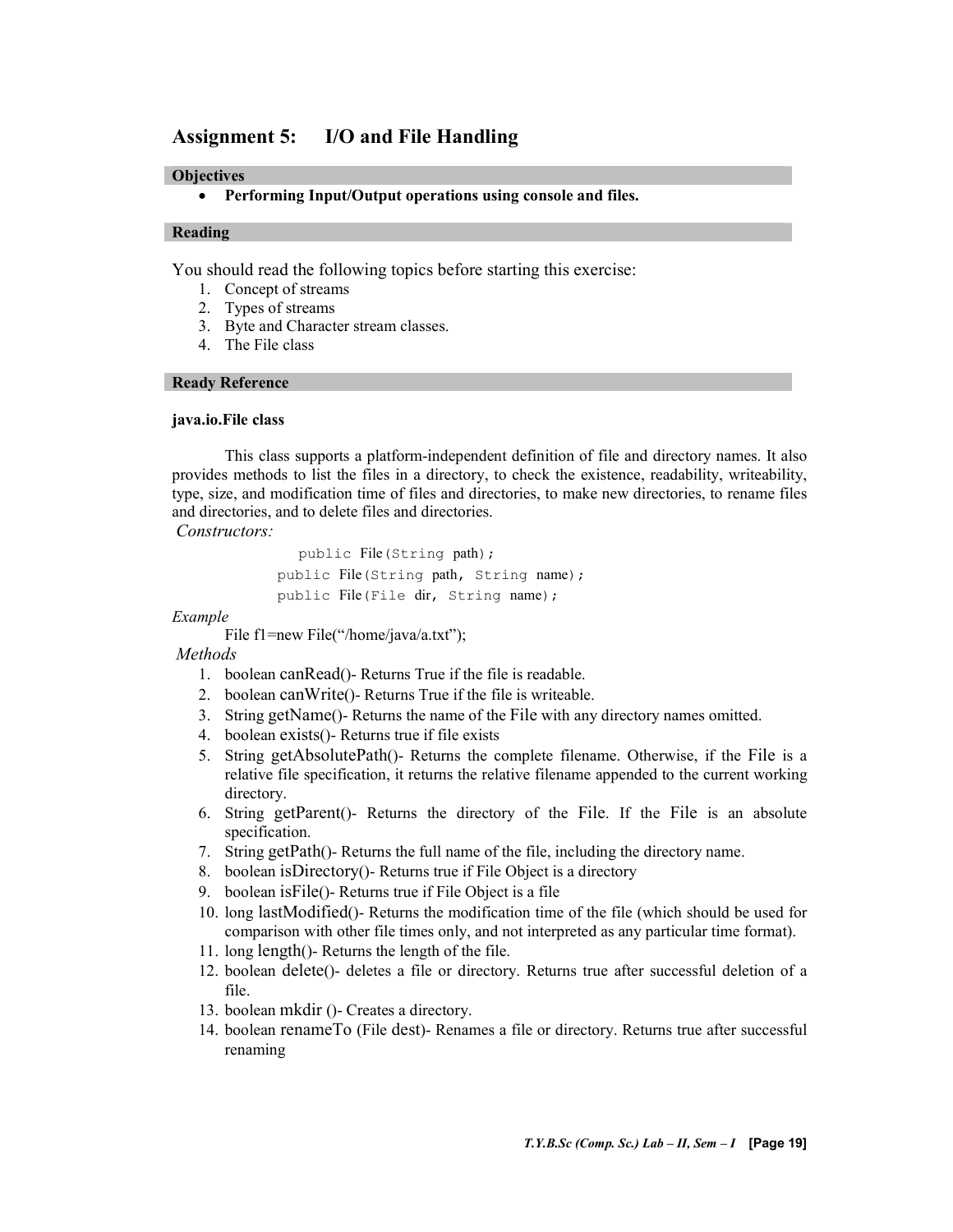## Assignment 5: I/O and File Handling

### Objectives

- **Performing Input/Output operations using console and files.**

### Reading

You should read the following topics before starting this exercise:

1. Concept of streams
2. Types of streams
3. Byte and Character stream classes.
4. The File class

### Ready Reference

**java.io.File class**

This class supports a platform-independent definition of file and directory names. It also provides methods to list the files in a directory, to check the existence, readability, writeability, type, size, and modification time of files and directories, to make new directories, to rename files and directories, and to delete files and directories.

*Constructors:*

```
public File(String path);
public File(String path, String name);
public File(File dir, String name);
```

*Example*

File f1=new File("/home/java/a.txt");

*Methods*

1. boolean canRead()- Returns True if the file is readable.
2. boolean canWrite()- Returns True if the file is writeable.
3. String getName()- Returns the name of the File with any directory names omitted.
4. boolean exists()- Returns true if file exists
5. String getAbsolutePath()- Returns the complete filename. Otherwise, if the File is a relative file specification, it returns the relative filename appended to the current working directory.
6. String getParent()- Returns the directory of the File. If the File is an absolute specification.
7. String getPath()- Returns the full name of the file, including the directory name.
8. boolean isDirectory()- Returns true if File Object is a directory
9. boolean isFile()- Returns true if File Object is a file
10. long lastModified()- Returns the modification time of the file (which should be used for comparison with other file times only, and not interpreted as any particular time format).
11. long length()- Returns the length of the file.
12. boolean delete()- deletes a file or directory. Returns true after successful deletion of a file.
13. boolean mkdir ()- Creates a directory.
14. boolean renameTo (File dest)- Renames a file or directory. Returns true after successful renaming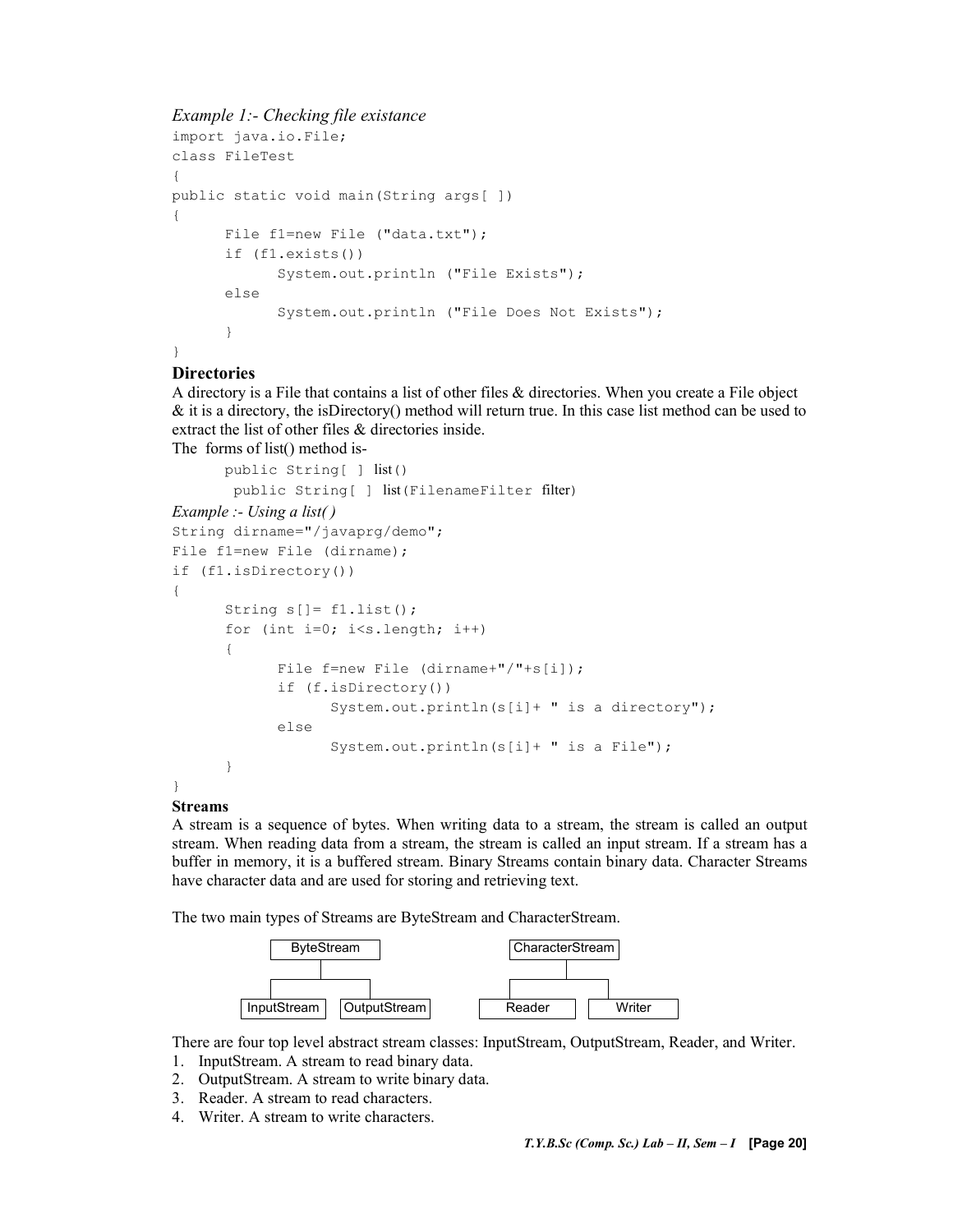*Example 1:- Checking file existance*

```
import java.io.File;
class FileTest
{
public static void main(String args[ ])
{
      File f1=new File ("data.txt");
      if (f1.exists())
            System.out.println ("File Exists");
      else
            System.out.println ("File Does Not Exists");
      }
}
```

**Directories**

A directory is a File that contains a list of other files & directories. When you create a File object & it is a directory, the isDirectory() method will return true. In this case list method can be used to extract the list of other files & directories inside.

The forms of list() method is-

```
      public String[ ] list()
       public String[ ] list(FilenameFilter filter)
```

*Example :- Using a list( )*

```
String dirname="/javaprg/demo";
File f1=new File (dirname);
if (f1.isDirectory())
{
      String s[]= f1.list();
      for (int i=0; i<s.length; i++)
      {
            File f=new File (dirname+"/"+s[i]);
            if (f.isDirectory())
                  System.out.println(s[i]+ " is a directory");
            else
                  System.out.println(s[i]+ " is a File");
      }
}
```

**Streams**

A stream is a sequence of bytes. When writing data to a stream, the stream is called an output stream. When reading data from a stream, the stream is called an input stream. If a stream has a buffer in memory, it is a buffered stream. Binary Streams contain binary data. Character Streams have character data and are used for storing and retrieving text.

The two main types of Streams are ByteStream and CharacterStream.

```
        ByteStream                    CharacterStream
       /          \                   /             \
InputStream   OutputStream        Reader           Writer
```

There are four top level abstract stream classes: InputStream, OutputStream, Reader, and Writer.

1. InputStream. A stream to read binary data.
2. OutputStream. A stream to write binary data.
3. Reader. A stream to read characters.
4. Writer. A stream to write characters.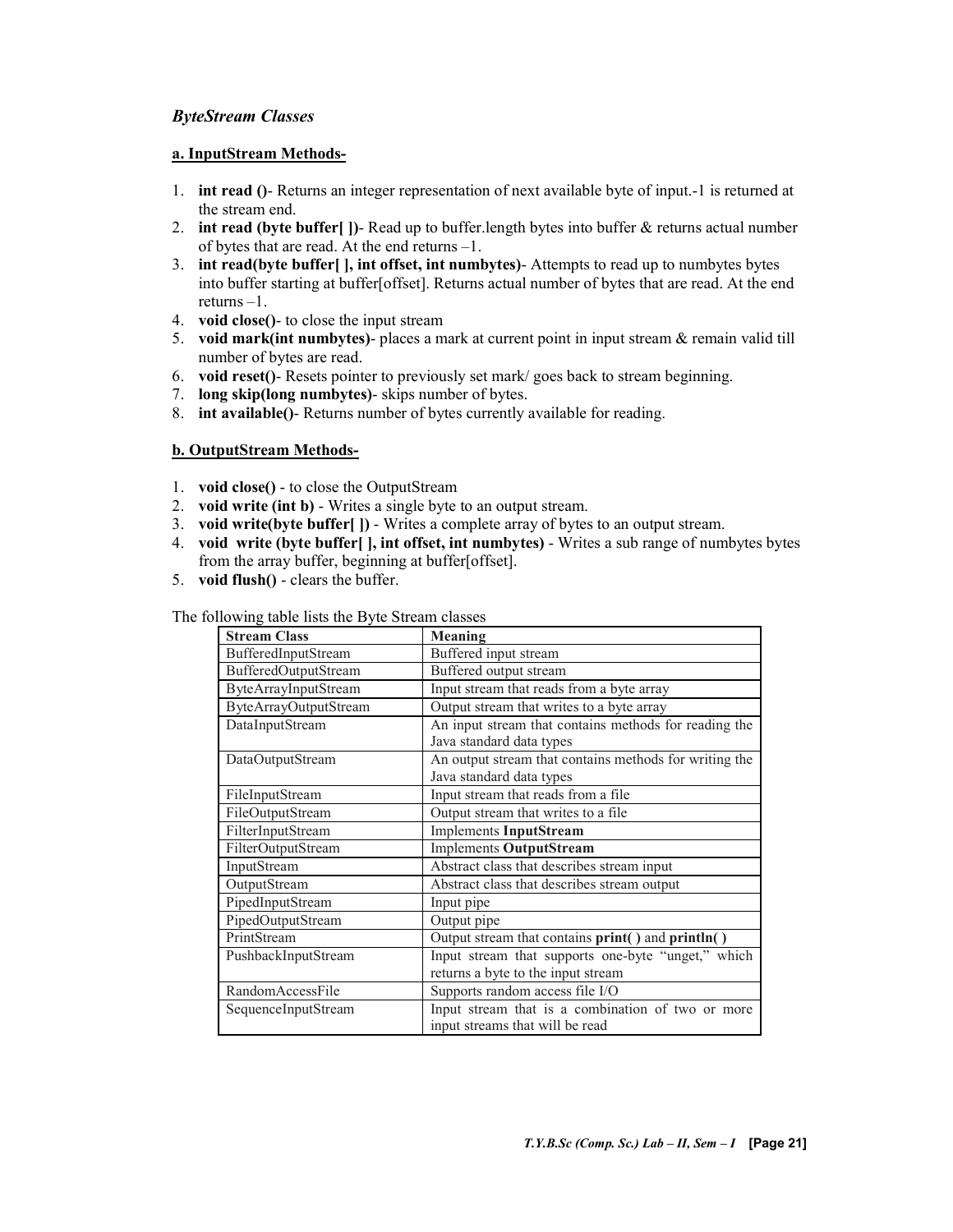### *ByteStream Classes*

**a. InputStream Methods-**

1. **int read ()**- Returns an integer representation of next available byte of input.-1 is returned at the stream end.
2. **int read (byte buffer[ ])**- Read up to buffer.length bytes into buffer & returns actual number of bytes that are read. At the end returns –1.
3. **int read(byte buffer[ ], int offset, int numbytes)**- Attempts to read up to numbytes bytes into buffer starting at buffer[offset]. Returns actual number of bytes that are read. At the end returns –1.
4. **void close()**- to close the input stream
5. **void mark(int numbytes)**- places a mark at current point in input stream & remain valid till number of bytes are read.
6. **void reset()**- Resets pointer to previously set mark/ goes back to stream beginning.
7. **long skip(long numbytes)**- skips number of bytes.
8. **int available()**- Returns number of bytes currently available for reading.

**b. OutputStream Methods-**

1. **void close()** - to close the OutputStream
2. **void write (int b)** - Writes a single byte to an output stream.
3. **void write(byte buffer[ ])** - Writes a complete array of bytes to an output stream.
4. **void write (byte buffer[ ], int offset, int numbytes)** - Writes a sub range of numbytes bytes from the array buffer, beginning at buffer[offset].
5. **void flush()** - clears the buffer.

The following table lists the Byte Stream classes

| Stream Class | Meaning |
|---|---|
| BufferedInputStream | Buffered input stream |
| BufferedOutputStream | Buffered output stream |
| ByteArrayInputStream | Input stream that reads from a byte array |
| ByteArrayOutputStream | Output stream that writes to a byte array |
| DataInputStream | An input stream that contains methods for reading the Java standard data types |
| DataOutputStream | An output stream that contains methods for writing the Java standard data types |
| FileInputStream | Input stream that reads from a file |
| FileOutputStream | Output stream that writes to a file |
| FilterInputStream | Implements **InputStream** |
| FilterOutputStream | Implements **OutputStream** |
| InputStream | Abstract class that describes stream input |
| OutputStream | Abstract class that describes stream output |
| PipedInputStream | Input pipe |
| PipedOutputStream | Output pipe |
| PrintStream | Output stream that contains **print( )** and **println( )** |
| PushbackInputStream | Input stream that supports one-byte "unget," which returns a byte to the input stream |
| RandomAccessFile | Supports random access file I/O |
| SequenceInputStream | Input stream that is a combination of two or more input streams that will be read |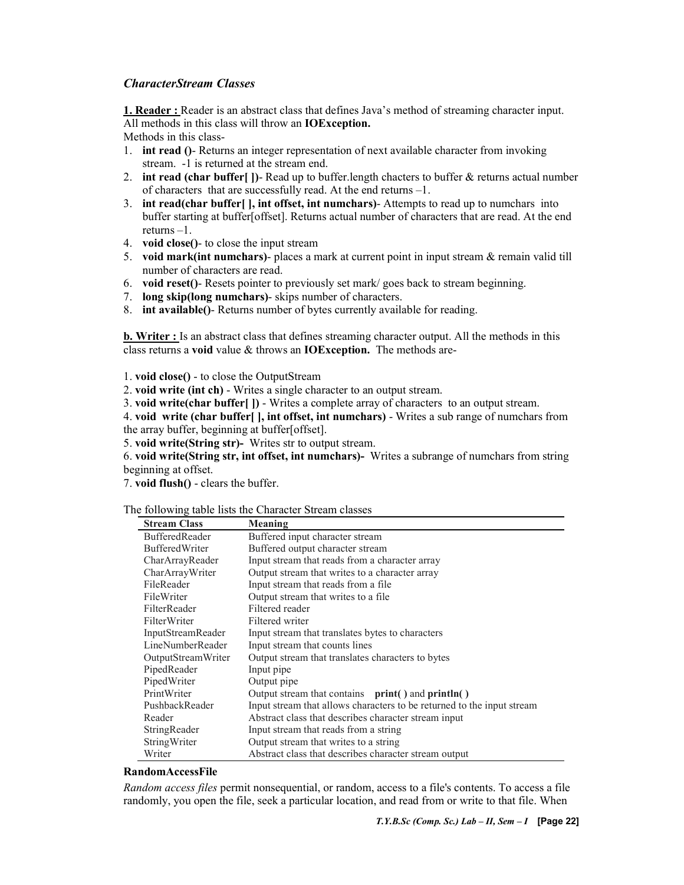### *CharacterStream Classes*

**1. Reader :** Reader is an abstract class that defines Java's method of streaming character input. All methods in this class will throw an **IOException.**

Methods in this class-

1. **int read ()**- Returns an integer representation of next available character from invoking stream. -1 is returned at the stream end.
2. **int read (char buffer[ ])**- Read up to buffer.length chacters to buffer & returns actual number of characters that are successfully read. At the end returns –1.
3. **int read(char buffer[ ], int offset, int numchars)**- Attempts to read up to numchars into buffer starting at buffer[offset]. Returns actual number of characters that are read. At the end returns –1.
4. **void close()**- to close the input stream
5. **void mark(int numchars)**- places a mark at current point in input stream & remain valid till number of characters are read.
6. **void reset()**- Resets pointer to previously set mark/ goes back to stream beginning.
7. **long skip(long numchars)**- skips number of characters.
8. **int available()**- Returns number of bytes currently available for reading.

**b. Writer :** Is an abstract class that defines streaming character output. All the methods in this class returns a **void** value & throws an **IOException.** The methods are-

1. **void close()** - to close the OutputStream
2. **void write (int ch)** - Writes a single character to an output stream.
3. **void write(char buffer[ ])** - Writes a complete array of characters to an output stream.
4. **void write (char buffer[ ], int offset, int numchars)** - Writes a sub range of numchars from the array buffer, beginning at buffer[offset].
5. **void write(String str)-** Writes str to output stream.
6. **void write(String str, int offset, int numchars)-** Writes a subrange of numchars from string beginning at offset.
7. **void flush()** - clears the buffer.

The following table lists the Character Stream classes

| Stream Class | Meaning |
|---|---|
| BufferedReader | Buffered input character stream |
| BufferedWriter | Buffered output character stream |
| CharArrayReader | Input stream that reads from a character array |
| CharArrayWriter | Output stream that writes to a character array |
| FileReader | Input stream that reads from a file |
| FileWriter | Output stream that writes to a file |
| FilterReader | Filtered reader |
| FilterWriter | Filtered writer |
| InputStreamReader | Input stream that translates bytes to characters |
| LineNumberReader | Input stream that counts lines |
| OutputStreamWriter | Output stream that translates characters to bytes |
| PipedReader | Input pipe |
| PipedWriter | Output pipe |
| PrintWriter | Output stream that contains **print( )** and **println( )** |
| PushbackReader | Input stream that allows characters to be returned to the input stream |
| Reader | Abstract class that describes character stream input |
| StringReader | Input stream that reads from a string |
| StringWriter | Output stream that writes to a string |
| Writer | Abstract class that describes character stream output |

**RandomAccessFile**

*Random access files* permit nonsequential, or random, access to a file's contents. To access a file randomly, you open the file, seek a particular location, and read from or write to that file. When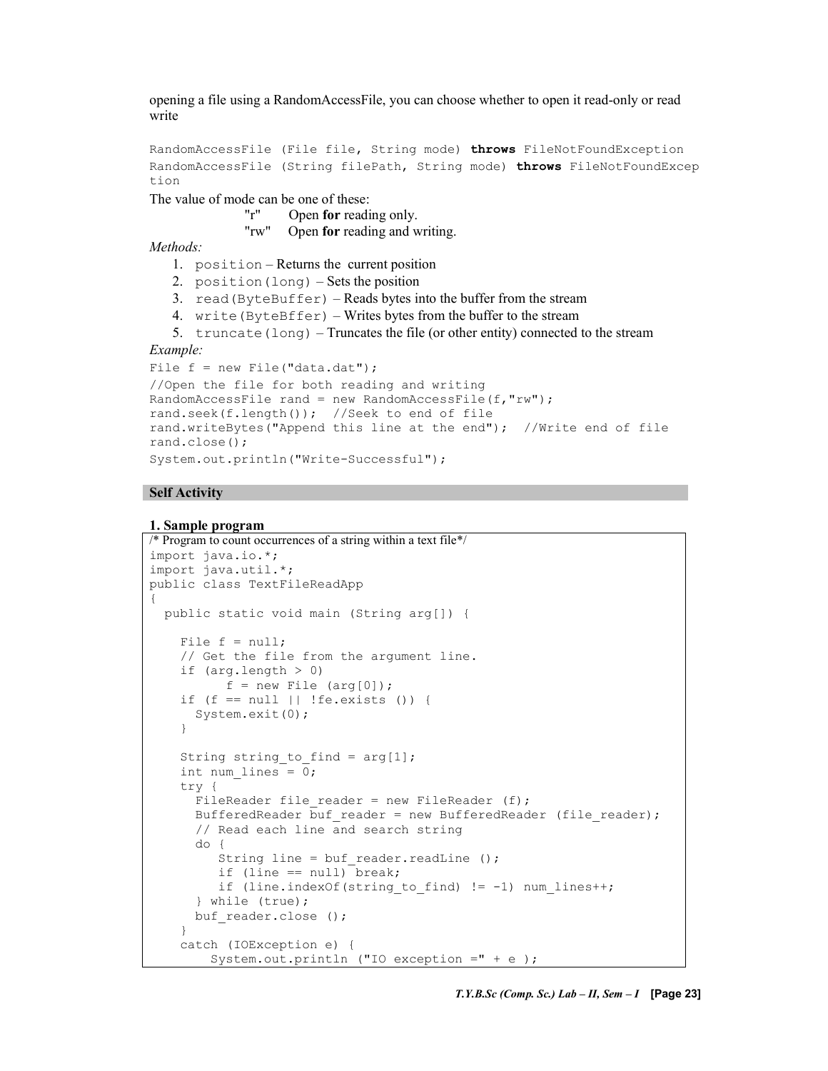opening a file using a RandomAccessFile, you can choose whether to open it read-only or read write

```
RandomAccessFile (File file, String mode) throws FileNotFoundException
RandomAccessFile (String filePath, String mode) throws FileNotFoundExcep
tion
```

The value of mode can be one of these:

"r" Open **for** reading only.
"rw" Open **for** reading and writing.

*Methods:*

1. `position` – Returns the current position
2. `position(long)` – Sets the position
3. `read(ByteBuffer)` – Reads bytes into the buffer from the stream
4. `write(ByteBffer)` – Writes bytes from the buffer to the stream
5. `truncate(long)` – Truncates the file (or other entity) connected to the stream

*Example:*

```
File f = new File("data.dat");
//Open the file for both reading and writing
RandomAccessFile rand = new RandomAccessFile(f,"rw");
rand.seek(f.length());  //Seek to end of file
rand.writeBytes("Append this line at the end");  //Write end of file
rand.close();
System.out.println("Write-Successful");
```

## Self Activity

**1. Sample program**

```
/* Program to count occurrences of a string within a text file*/
import java.io.*;
import java.util.*;
public class TextFileReadApp
{
  public static void main (String arg[]) {

    File f = null;
    // Get the file from the argument line.
    if (arg.length > 0)
          f = new File (arg[0]);
    if (f == null || !fe.exists ()) {
      System.exit(0);
    }

    String string_to_find = arg[1];
    int num_lines = 0;
    try {
      FileReader file_reader = new FileReader (f);
      BufferedReader buf_reader = new BufferedReader (file_reader);
      // Read each line and search string
      do {
         String line = buf_reader.readLine ();
         if (line == null) break;
         if (line.indexOf(string_to_find) != -1) num_lines++;
      } while (true);
      buf_reader.close ();
    }
    catch (IOException e) {
        System.out.println ("IO exception =" + e );
```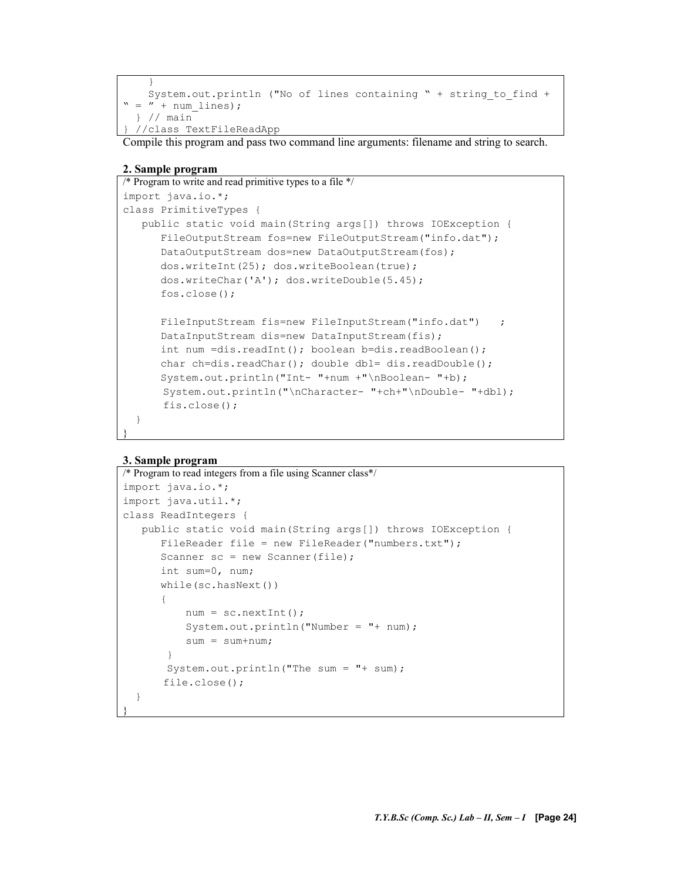```
    }
    System.out.println ("No of lines containing " + string_to_find +
" = " + num_lines);
  } // main
} //class TextFileReadApp
```

Compile this program and pass two command line arguments: filename and string to search.

**2. Sample program**

```
/* Program to write and read primitive types to a file */
import java.io.*;
class PrimitiveTypes {
   public static void main(String args[]) throws IOException {
      FileOutputStream fos=new FileOutputStream("info.dat");
      DataOutputStream dos=new DataOutputStream(fos);
      dos.writeInt(25); dos.writeBoolean(true);
      dos.writeChar('A'); dos.writeDouble(5.45);
      fos.close();

      FileInputStream fis=new FileInputStream("info.dat")   ;
      DataInputStream dis=new DataInputStream(fis);
      int num =dis.readInt(); boolean b=dis.readBoolean();
      char ch=dis.readChar(); double dbl= dis.readDouble();
      System.out.println("Int- "+num +"\nBoolean- "+b);
       System.out.println("\nCharacter- "+ch+"\nDouble- "+dbl);
       fis.close();
  }
}
```

**3. Sample program**

```
/* Program to read integers from a file using Scanner class*/
import java.io.*;
import java.util.*;
class ReadIntegers {
   public static void main(String args[]) throws IOException {
      FileReader file = new FileReader("numbers.txt");
      Scanner sc = new Scanner(file);
      int sum=0, num;
      while(sc.hasNext())
      {
          num = sc.nextInt();
          System.out.println("Number = "+ num);
          sum = sum+num;
       }
       System.out.println("The sum = "+ sum);
       file.close();
  }
}
```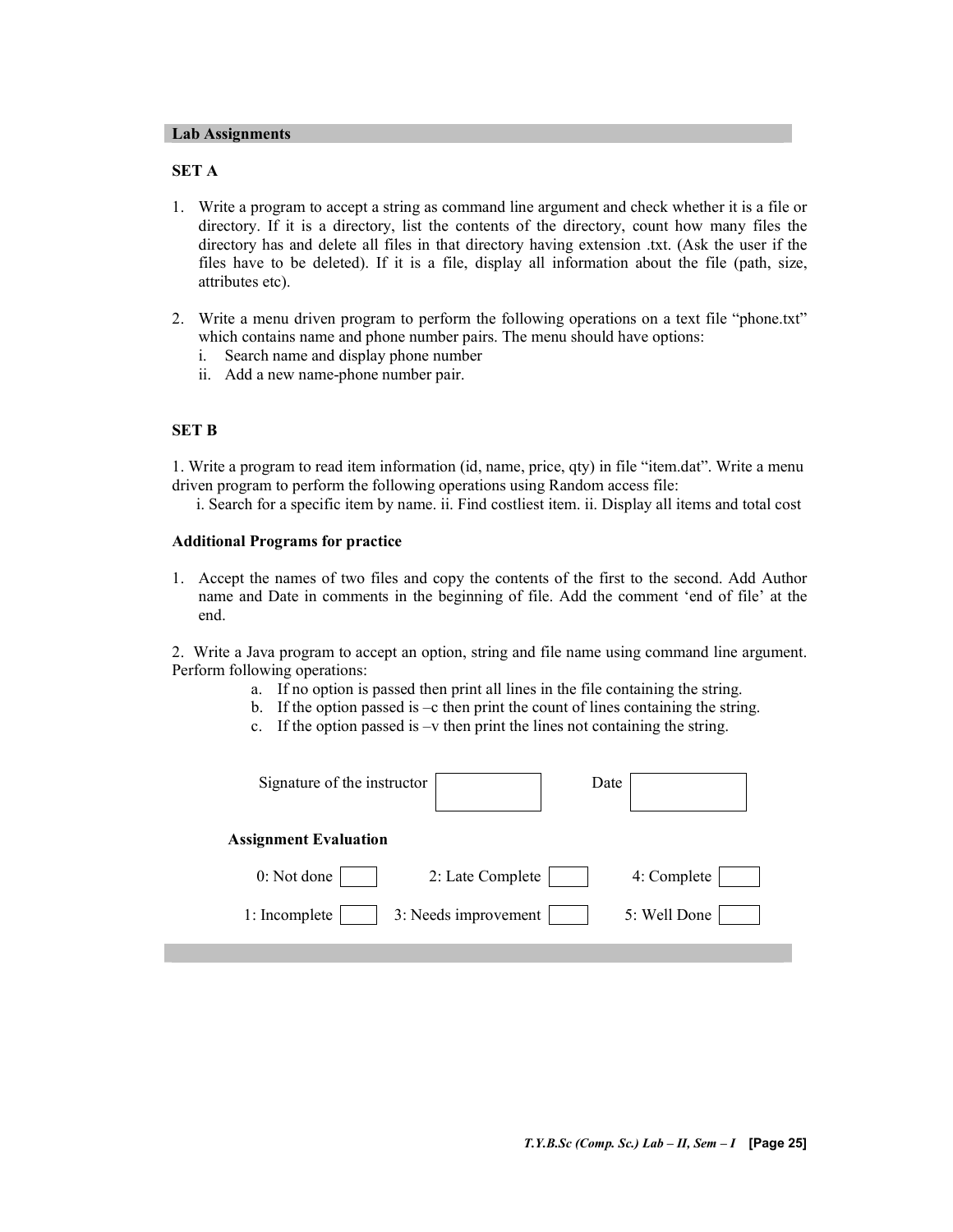## Lab Assignments

**SET A**

1. Write a program to accept a string as command line argument and check whether it is a file or directory. If it is a directory, list the contents of the directory, count how many files the directory has and delete all files in that directory having extension .txt. (Ask the user if the files have to be deleted). If it is a file, display all information about the file (path, size, attributes etc).

2. Write a menu driven program to perform the following operations on a text file "phone.txt" which contains name and phone number pairs. The menu should have options:
   i. Search name and display phone number
   ii. Add a new name-phone number pair.

**SET B**

1. Write a program to read item information (id, name, price, qty) in file "item.dat". Write a menu driven program to perform the following operations using Random access file:
   i. Search for a specific item by name. ii. Find costliest item. ii. Display all items and total cost

**Additional Programs for practice**

1. Accept the names of two files and copy the contents of the first to the second. Add Author name and Date in comments in the beginning of file. Add the comment 'end of file' at the end.

2. Write a Java program to accept an option, string and file name using command line argument. Perform following operations:
   a. If no option is passed then print all lines in the file containing the string.
   b. If the option passed is –c then print the count of lines containing the string.
   c. If the option passed is –v then print the lines not containing the string.

Signature of the instructor [ ] Date [ ]

**Assignment Evaluation**

| | | |
|---|---|---|
| 0: Not done [ ] | 2: Late Complete [ ] | 4: Complete [ ] |
| 1: Incomplete [ ] | 3: Needs improvement [ ] | 5: Well Done [ ] |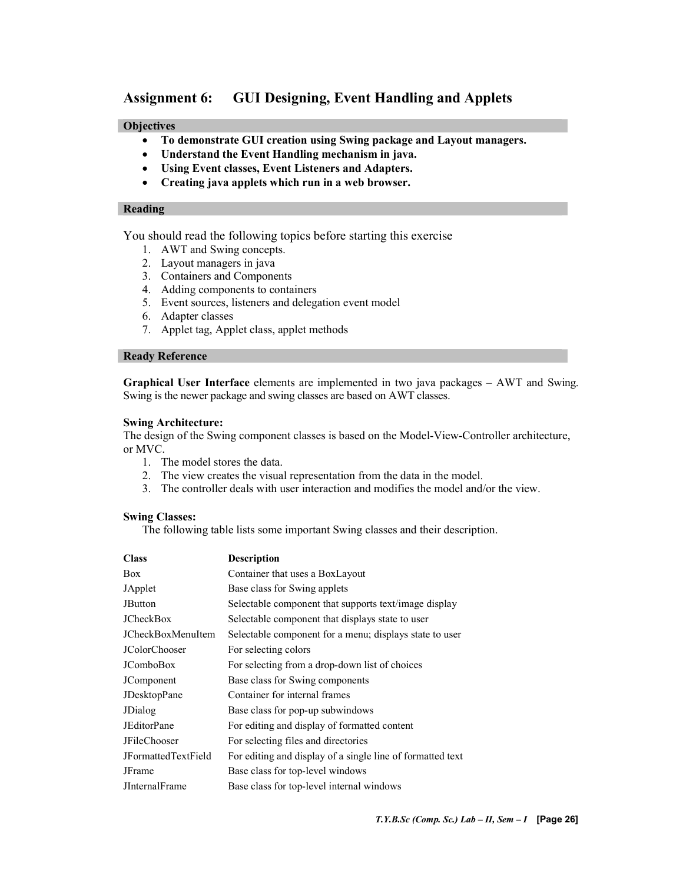## Assignment 6: GUI Designing, Event Handling and Applets

### Objectives

- **To demonstrate GUI creation using Swing package and Layout managers.**
- **Understand the Event Handling mechanism in java.**
- **Using Event classes, Event Listeners and Adapters.**
- **Creating java applets which run in a web browser.**

### Reading

You should read the following topics before starting this exercise

1. AWT and Swing concepts.
2. Layout managers in java
3. Containers and Components
4. Adding components to containers
5. Event sources, listeners and delegation event model
6. Adapter classes
7. Applet tag, Applet class, applet methods

### Ready Reference

**Graphical User Interface** elements are implemented in two java packages – AWT and Swing. Swing is the newer package and swing classes are based on AWT classes.

**Swing Architecture:**
The design of the Swing component classes is based on the Model-View-Controller architecture, or MVC.

1. The model stores the data.
2. The view creates the visual representation from the data in the model.
3. The controller deals with user interaction and modifies the model and/or the view.

**Swing Classes:**
The following table lists some important Swing classes and their description.

| Class | Description |
|---|---|
| Box | Container that uses a BoxLayout |
| JApplet | Base class for Swing applets |
| JButton | Selectable component that supports text/image display |
| JCheckBox | Selectable component that displays state to user |
| JCheckBoxMenuItem | Selectable component for a menu; displays state to user |
| JColorChooser | For selecting colors |
| JComboBox | For selecting from a drop-down list of choices |
| JComponent | Base class for Swing components |
| JDesktopPane | Container for internal frames |
| JDialog | Base class for pop-up subwindows |
| JEditorPane | For editing and display of formatted content |
| JFileChooser | For selecting files and directories |
| JFormattedTextField | For editing and display of a single line of formatted text |
| JFrame | Base class for top-level windows |
| JInternalFrame | Base class for top-level internal windows |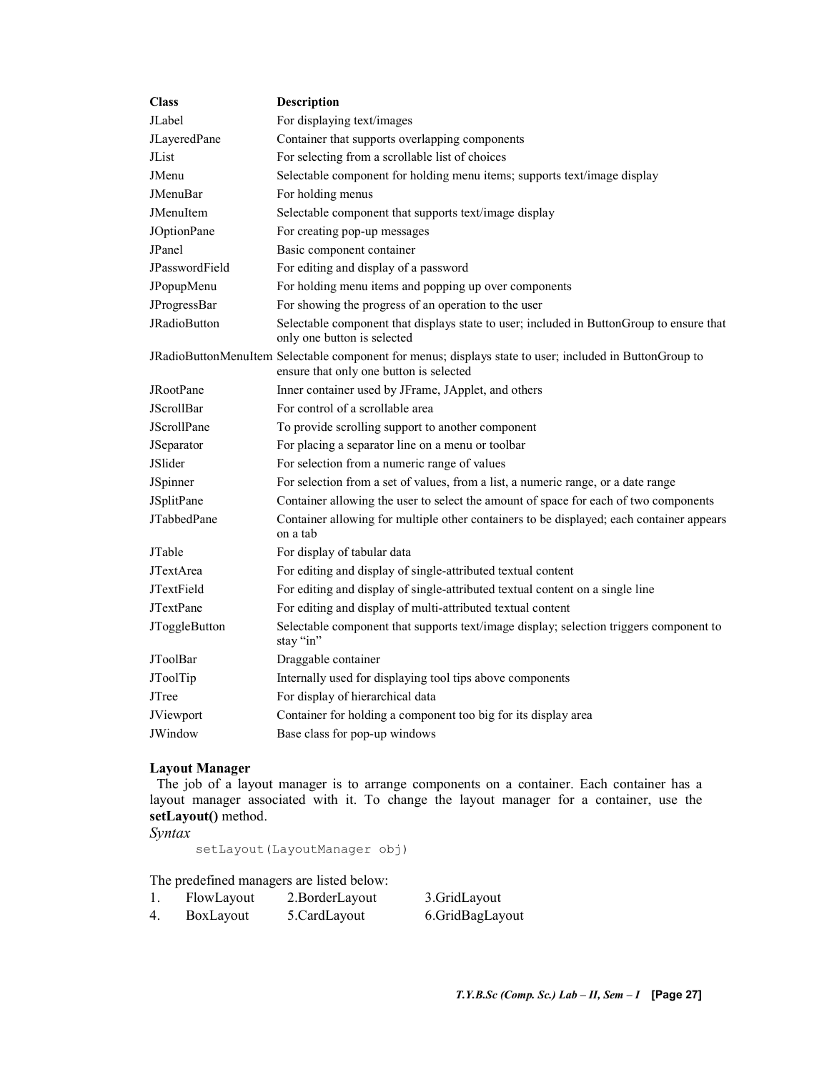| Class | Description |
|---|---|
| JLabel | For displaying text/images |
| JLayeredPane | Container that supports overlapping components |
| JList | For selecting from a scrollable list of choices |
| JMenu | Selectable component for holding menu items; supports text/image display |
| JMenuBar | For holding menus |
| JMenuItem | Selectable component that supports text/image display |
| JOptionPane | For creating pop-up messages |
| JPanel | Basic component container |
| JPasswordField | For editing and display of a password |
| JPopupMenu | For holding menu items and popping up over components |
| JProgressBar | For showing the progress of an operation to the user |
| JRadioButton | Selectable component that displays state to user; included in ButtonGroup to ensure that only one button is selected |
| JRadioButtonMenuItem | Selectable component for menus; displays state to user; included in ButtonGroup to ensure that only one button is selected |
| JRootPane | Inner container used by JFrame, JApplet, and others |
| JScrollBar | For control of a scrollable area |
| JScrollPane | To provide scrolling support to another component |
| JSeparator | For placing a separator line on a menu or toolbar |
| JSlider | For selection from a numeric range of values |
| JSpinner | For selection from a set of values, from a list, a numeric range, or a date range |
| JSplitPane | Container allowing the user to select the amount of space for each of two components |
| JTabbedPane | Container allowing for multiple other containers to be displayed; each container appears on a tab |
| JTable | For display of tabular data |
| JTextArea | For editing and display of single-attributed textual content |
| JTextField | For editing and display of single-attributed textual content on a single line |
| JTextPane | For editing and display of multi-attributed textual content |
| JToggleButton | Selectable component that supports text/image display; selection triggers component to stay "in" |
| JToolBar | Draggable container |
| JToolTip | Internally used for displaying tool tips above components |
| JTree | For display of hierarchical data |
| JViewport | Container for holding a component too big for its display area |
| JWindow | Base class for pop-up windows |

**Layout Manager**

The job of a layout manager is to arrange components on a container. Each container has a layout manager associated with it. To change the layout manager for a container, use the **setLayout()** method.

*Syntax*

```
setLayout(LayoutManager obj)
```

The predefined managers are listed below:

1. FlowLayout 2.BorderLayout 3.GridLayout
4. BoxLayout 5.CardLayout 6.GridBagLayout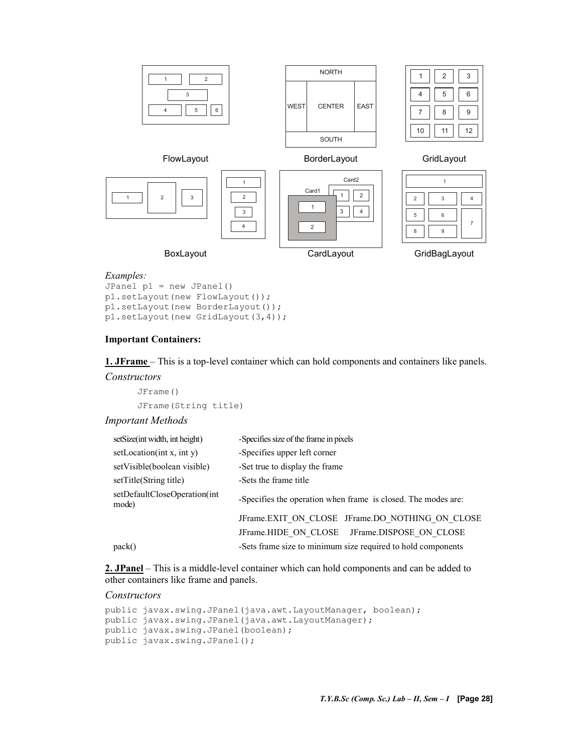FlowLayout

BorderLayout

GridLayout

BoxLayout

CardLayout

GridBagLayout

*Examples:*

```
JPanel p1 = new JPanel()
p1.setLayout(new FlowLayout());
p1.setLayout(new BorderLayout());
p1.setLayout(new GridLayout(3,4));
```

**Important Containers:**

**1. JFrame** – This is a top-level container which can hold components and containers like panels.

*Constructors*

```
JFrame()
JFrame(String title)
```

*Important Methods*

| | |
|---|---|
| setSize(int width, int height) | -Specifies size of the frame in pixels |
| setLocation(int x, int y) | -Specifies upper left corner |
| setVisible(boolean visible) | -Set true to display the frame |
| setTitle(String title) | -Sets the frame title |
| setDefaultCloseOperation(int mode) | -Specifies the operation when frame is closed. The modes are: |
| | JFrame.EXIT_ON_CLOSE JFrame.DO_NOTHING_ON_CLOSE |
| | JFrame.HIDE_ON_CLOSE JFrame.DISPOSE_ON_CLOSE |
| pack() | -Sets frame size to minimum size required to hold components |

**2. JPanel** – This is a middle-level container which can hold components and can be added to other containers like frame and panels.

*Constructors*

```
public javax.swing.JPanel(java.awt.LayoutManager, boolean);
public javax.swing.JPanel(java.awt.LayoutManager);
public javax.swing.JPanel(boolean);
public javax.swing.JPanel();
```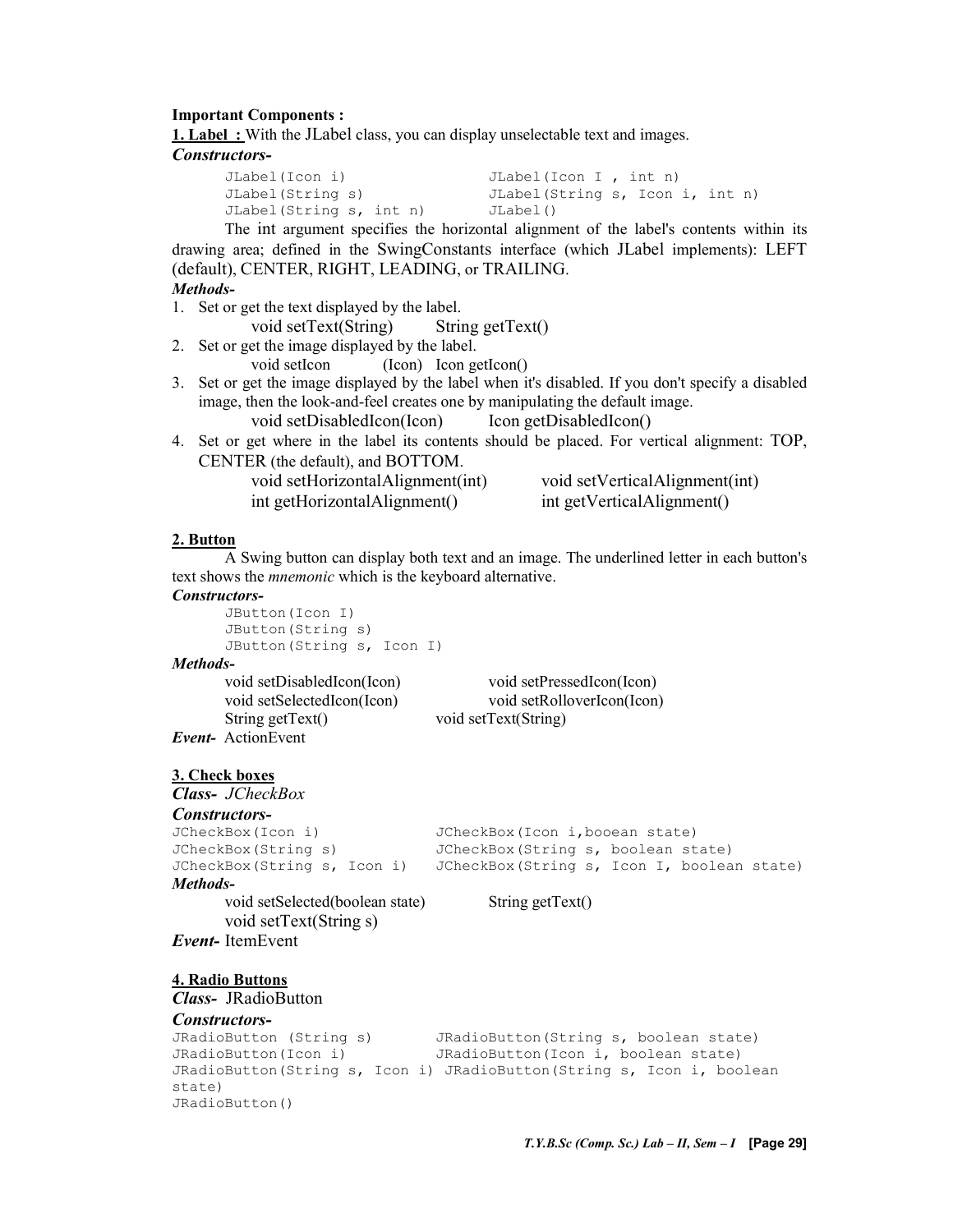**Important Components :**

**1. Label :** With the JLabel class, you can display unselectable text and images.

***Constructors-***

```
JLabel(Icon i)                  JLabel(Icon I , int n)
JLabel(String s)                JLabel(String s, Icon i, int n)
JLabel(String s, int n)         JLabel()
```

The int argument specifies the horizontal alignment of the label's contents within its drawing area; defined in the SwingConstants interface (which JLabel implements): LEFT (default), CENTER, RIGHT, LEADING, or TRAILING.

***Methods-***

1. Set or get the text displayed by the label.
   void setText(String)        String getText()
2. Set or get the image displayed by the label.
   void setIcon        (Icon)  Icon getIcon()
3. Set or get the image displayed by the label when it's disabled. If you don't specify a disabled image, then the look-and-feel creates one by manipulating the default image.
   void setDisabledIcon(Icon)        Icon getDisabledIcon()
4. Set or get where in the label its contents should be placed. For vertical alignment: TOP, CENTER (the default), and BOTTOM.
   void setHorizontalAlignment(int)        void setVerticalAlignment(int)
   int getHorizontalAlignment()        int getVerticalAlignment()

**2. Button**

A Swing button can display both text and an image. The underlined letter in each button's text shows the *mnemonic* which is the keyboard alternative.

***Constructors-***

```
JButton(Icon I)
JButton(String s)
JButton(String s, Icon I)
```

***Methods-***

void setDisabledIcon(Icon)        void setPressedIcon(Icon)
void setSelectedIcon(Icon)        void setRolloverIcon(Icon)
String getText()        void setText(String)

***Event-*** ActionEvent

**3. Check boxes**

***Class-*** *JCheckBox*

***Constructors-***

```
JCheckBox(Icon i)               JCheckBox(Icon i,booean state)
JCheckBox(String s)             JCheckBox(String s, boolean state)
JCheckBox(String s, Icon i)     JCheckBox(String s, Icon I, boolean state)
```

***Methods-***

void setSelected(boolean state)        String getText()
void setText(String s)

***Event-*** ItemEvent

**4. Radio Buttons**

***Class-*** JRadioButton

***Constructors-***

```
JRadioButton (String s)        JRadioButton(String s, boolean state)
JRadioButton(Icon i)           JRadioButton(Icon i, boolean state)
JRadioButton(String s, Icon i) JRadioButton(String s, Icon i, boolean
state)
JRadioButton()
```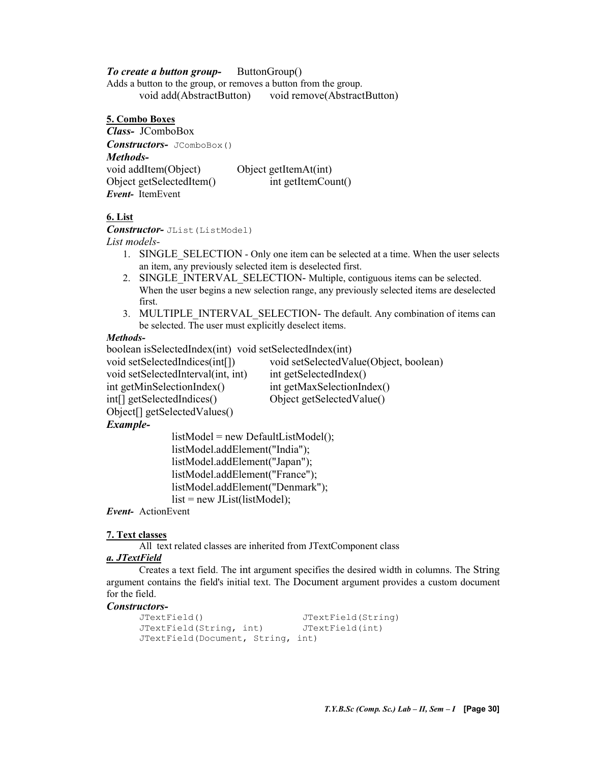***To create a button group-*** ButtonGroup()

Adds a button to the group, or removes a button from the group.

void add(AbstractButton)   void remove(AbstractButton)

**5. Combo Boxes**

***Class-*** JComboBox

***Constructors-*** `JComboBox()`

***Methods-***

void addItem(Object)   Object getItemAt(int)
Object getSelectedItem()   int getItemCount()

***Event-*** ItemEvent

**6. List**

***Constructor-*** `JList(ListModel)`

*List models-*

1. SINGLE_SELECTION - Only one item can be selected at a time. When the user selects an item, any previously selected item is deselected first.
2. SINGLE_INTERVAL_SELECTION- Multiple, contiguous items can be selected. When the user begins a new selection range, any previously selected items are deselected first.
3. MULTIPLE_INTERVAL_SELECTION- The default. Any combination of items can be selected. The user must explicitly deselect items.

***Methods-***

boolean isSelectedIndex(int)   void setSelectedIndex(int)
void setSelectedIndices(int[])   void setSelectedValue(Object, boolean)
void setSelectedInterval(int, int)   int getSelectedIndex()
int getMinSelectionIndex()   int getMaxSelectionIndex()
int[] getSelectedIndices()   Object getSelectedValue()
Object[] getSelectedValues()

***Example-***

```
listModel = new DefaultListModel();
listModel.addElement("India");
listModel.addElement("Japan");
listModel.addElement("France");
listModel.addElement("Denmark");
list = new JList(listModel);
```

***Event-*** ActionEvent

**7. Text classes**

All text related classes are inherited from JTextComponent class

***a. JTextField***

Creates a text field. The int argument specifies the desired width in columns. The String argument contains the field's initial text. The Document argument provides a custom document for the field.

***Constructors-***

```
JTextField()                JTextField(String)
JTextField(String, int)     JTextField(int)
JTextField(Document, String, int)
```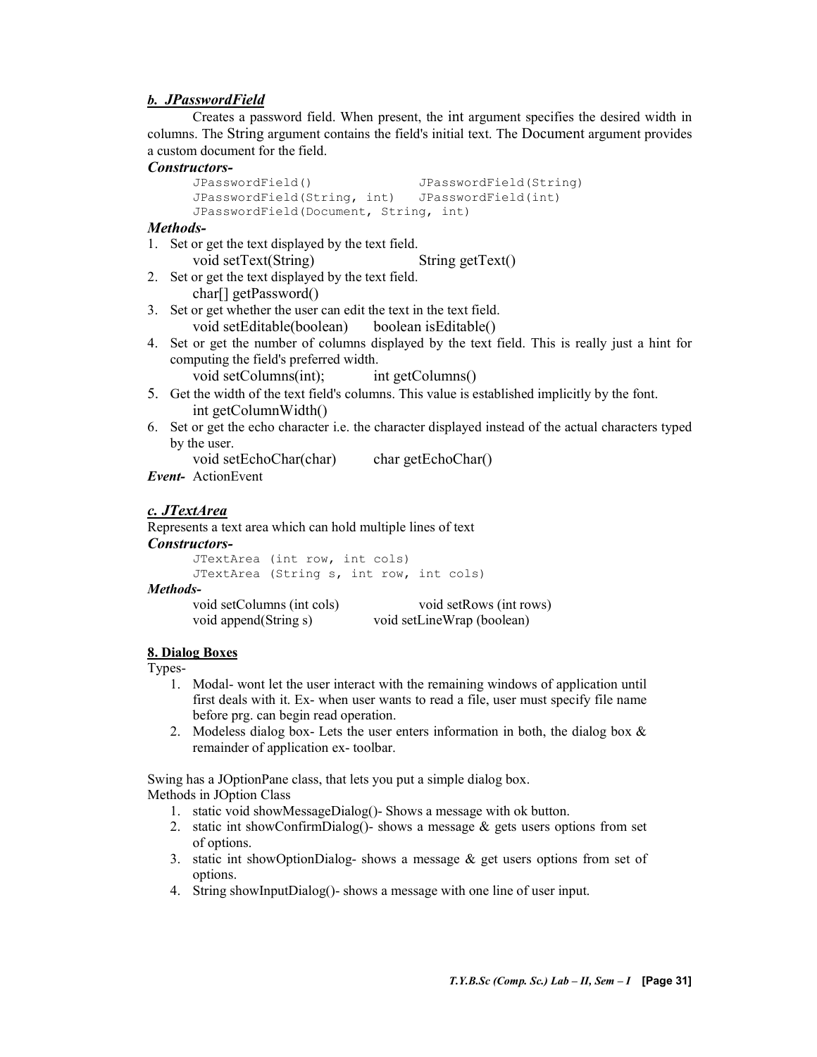### *b. JPasswordField*

Creates a password field. When present, the int argument specifies the desired width in columns. The String argument contains the field's initial text. The Document argument provides a custom document for the field.

***Constructors-***

```
JPasswordField()              JPasswordField(String)
JPasswordField(String, int)   JPasswordField(int)
JPasswordField(Document, String, int)
```

***Methods-***

1. Set or get the text displayed by the text field.
   void setText(String) String getText()
2. Set or get the text displayed by the text field.
   char[] getPassword()
3. Set or get whether the user can edit the text in the text field.
   void setEditable(boolean) boolean isEditable()
4. Set or get the number of columns displayed by the text field. This is really just a hint for computing the field's preferred width.
   void setColumns(int); int getColumns()
5. Get the width of the text field's columns. This value is established implicitly by the font.
   int getColumnWidth()
6. Set or get the echo character i.e. the character displayed instead of the actual characters typed by the user.
   void setEchoChar(char) char getEchoChar()

***Event-*** ActionEvent

### *c. JTextArea*

Represents a text area which can hold multiple lines of text

***Constructors-***

```
JTextArea (int row, int cols)
JTextArea (String s, int row, int cols)
```

***Methods-***

void setColumns (int cols) void setRows (int rows)
void append(String s) void setLineWrap (boolean)

### 8. Dialog Boxes

Types-

1. Modal- wont let the user interact with the remaining windows of application until first deals with it. Ex- when user wants to read a file, user must specify file name before prg. can begin read operation.
2. Modeless dialog box- Lets the user enters information in both, the dialog box & remainder of application ex- toolbar.

Swing has a JOptionPane class, that lets you put a simple dialog box.
Methods in JOption Class

1. static void showMessageDialog()- Shows a message with ok button.
2. static int showConfirmDialog()- shows a message & gets users options from set of options.
3. static int showOptionDialog- shows a message & get users options from set of options.
4. String showInputDialog()- shows a message with one line of user input.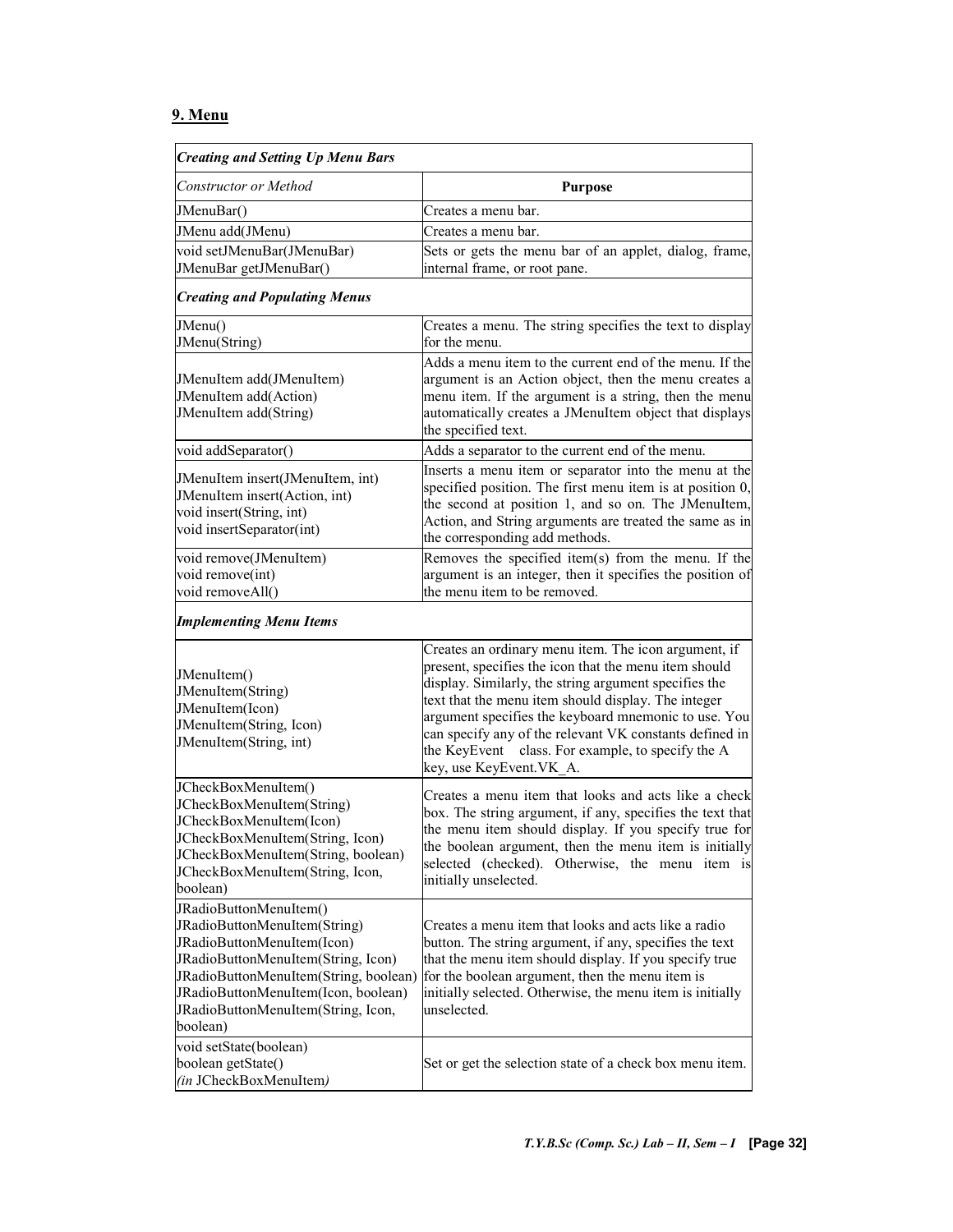## 9. Menu

| ***Creating and Setting Up Menu Bars*** | |
|---|---|
| *Constructor or Method* | **Purpose** |
| JMenuBar() | Creates a menu bar. |
| JMenu add(JMenu) | Creates a menu bar. |
| void setJMenuBar(JMenuBar)<br>JMenuBar getJMenuBar() | Sets or gets the menu bar of an applet, dialog, frame, internal frame, or root pane. |
| ***Creating and Populating Menus*** | |
| JMenu()<br>JMenu(String) | Creates a menu. The string specifies the text to display for the menu. |
| JMenuItem add(JMenuItem)<br>JMenuItem add(Action)<br>JMenuItem add(String) | Adds a menu item to the current end of the menu. If the argument is an Action object, then the menu creates a menu item. If the argument is a string, then the menu automatically creates a JMenuItem object that displays the specified text. |
| void addSeparator() | Adds a separator to the current end of the menu. |
| JMenuItem insert(JMenuItem, int)<br>JMenuItem insert(Action, int)<br>void insert(String, int)<br>void insertSeparator(int) | Inserts a menu item or separator into the menu at the specified position. The first menu item is at position 0, the second at position 1, and so on. The JMenuItem, Action, and String arguments are treated the same as in the corresponding add methods. |
| void remove(JMenuItem)<br>void remove(int)<br>void removeAll() | Removes the specified item(s) from the menu. If the argument is an integer, then it specifies the position of the menu item to be removed. |
| ***Implementing Menu Items*** | |
| JMenuItem()<br>JMenuItem(String)<br>JMenuItem(Icon)<br>JMenuItem(String, Icon)<br>JMenuItem(String, int) | Creates an ordinary menu item. The icon argument, if present, specifies the icon that the menu item should display. Similarly, the string argument specifies the text that the menu item should display. The integer argument specifies the keyboard mnemonic to use. You can specify any of the relevant VK constants defined in the KeyEvent class. For example, to specify the A key, use KeyEvent.VK_A. |
| JCheckBoxMenuItem()<br>JCheckBoxMenuItem(String)<br>JCheckBoxMenuItem(Icon)<br>JCheckBoxMenuItem(String, Icon)<br>JCheckBoxMenuItem(String, boolean)<br>JCheckBoxMenuItem(String, Icon, boolean) | Creates a menu item that looks and acts like a check box. The string argument, if any, specifies the text that the menu item should display. If you specify true for the boolean argument, then the menu item is initially selected (checked). Otherwise, the menu item is initially unselected. |
| JRadioButtonMenuItem()<br>JRadioButtonMenuItem(String)<br>JRadioButtonMenuItem(Icon)<br>JRadioButtonMenuItem(String, Icon)<br>JRadioButtonMenuItem(String, boolean)<br>JRadioButtonMenuItem(Icon, boolean)<br>JRadioButtonMenuItem(String, Icon, boolean) | Creates a menu item that looks and acts like a radio button. The string argument, if any, specifies the text that the menu item should display. If you specify true for the boolean argument, then the menu item is initially selected. Otherwise, the menu item is initially unselected. |
| void setState(boolean)<br>boolean getState()<br>*(in* JCheckBoxMenuItem*)* | Set or get the selection state of a check box menu item. |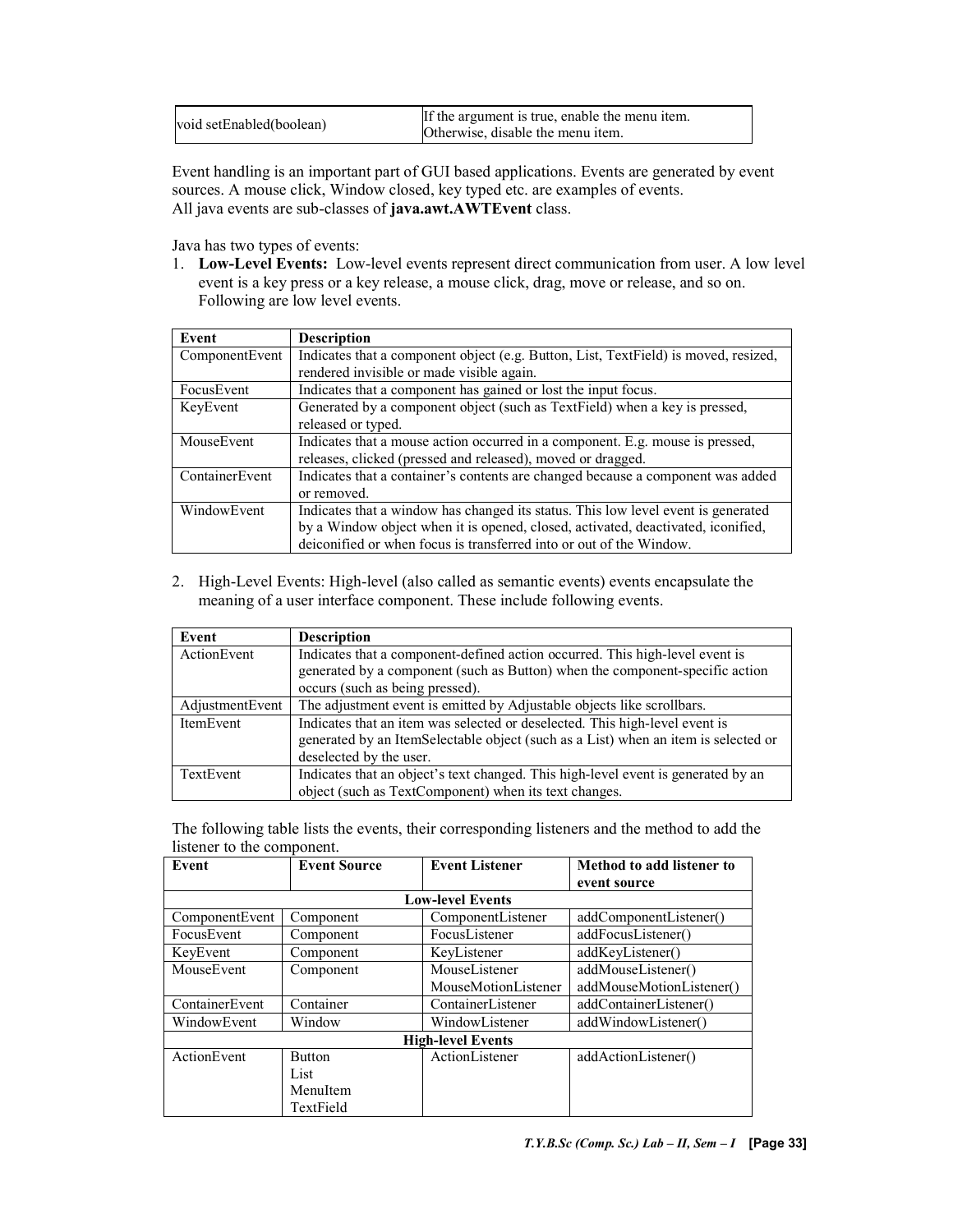| void setEnabled(boolean) | If the argument is true, enable the menu item. Otherwise, disable the menu item. |
|---|---|

Event handling is an important part of GUI based applications. Events are generated by event sources. A mouse click, Window closed, key typed etc. are examples of events.
All java events are sub-classes of **java.awt.AWTEvent** class.

Java has two types of events:

1. **Low-Level Events:** Low-level events represent direct communication from user. A low level event is a key press or a key release, a mouse click, drag, move or release, and so on. Following are low level events.

| Event | Description |
|---|---|
| ComponentEvent | Indicates that a component object (e.g. Button, List, TextField) is moved, resized, rendered invisible or made visible again. |
| FocusEvent | Indicates that a component has gained or lost the input focus. |
| KeyEvent | Generated by a component object (such as TextField) when a key is pressed, released or typed. |
| MouseEvent | Indicates that a mouse action occurred in a component. E.g. mouse is pressed, releases, clicked (pressed and released), moved or dragged. |
| ContainerEvent | Indicates that a container's contents are changed because a component was added or removed. |
| WindowEvent | Indicates that a window has changed its status. This low level event is generated by a Window object when it is opened, closed, activated, deactivated, iconified, deiconified or when focus is transferred into or out of the Window. |

2. High-Level Events: High-level (also called as semantic events) events encapsulate the meaning of a user interface component. These include following events.

| Event | Description |
|---|---|
| ActionEvent | Indicates that a component-defined action occurred. This high-level event is generated by a component (such as Button) when the component-specific action occurs (such as being pressed). |
| AdjustmentEvent | The adjustment event is emitted by Adjustable objects like scrollbars. |
| ItemEvent | Indicates that an item was selected or deselected. This high-level event is generated by an ItemSelectable object (such as a List) when an item is selected or deselected by the user. |
| TextEvent | Indicates that an object's text changed. This high-level event is generated by an object (such as TextComponent) when its text changes. |

The following table lists the events, their corresponding listeners and the method to add the listener to the component.

| Event | Event Source | Event Listener | Method to add listener to event source |
|---|---|---|---|
| **Low-level Events** | | | |
| ComponentEvent | Component | ComponentListener | addComponentListener() |
| FocusEvent | Component | FocusListener | addFocusListener() |
| KeyEvent | Component | KeyListener | addKeyListener() |
| MouseEvent | Component | MouseListener<br>MouseMotionListener | addMouseListener()<br>addMouseMotionListener() |
| ContainerEvent | Container | ContainerListener | addContainerListener() |
| WindowEvent | Window | WindowListener | addWindowListener() |
| **High-level Events** | | | |
| ActionEvent | Button<br>List<br>MenuItem<br>TextField | ActionListener | addActionListener() |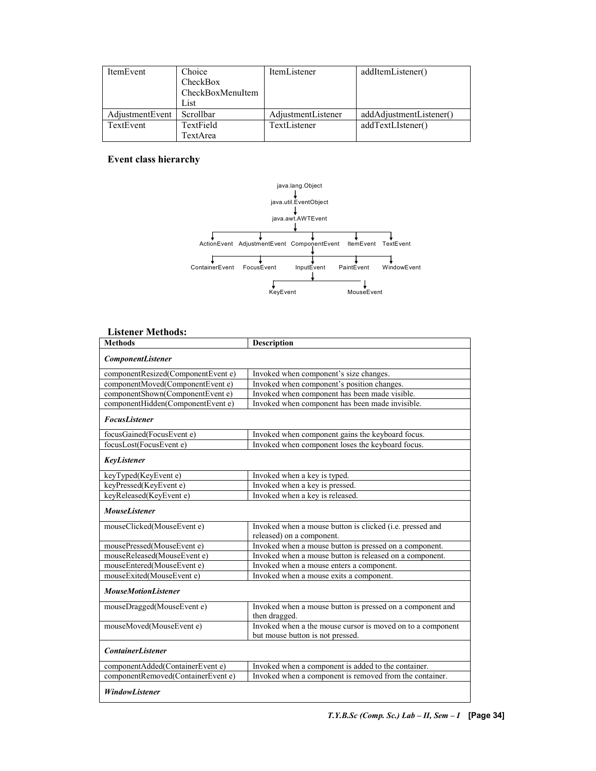| ItemEvent | Choice<br>CheckBox<br>CheckBoxMenuItem<br>List | ItemListener | addItemListener() |
|---|---|---|---|
| AdjustmentEvent | Scrollbar | AdjustmentListener | addAdjustmentListener() |
| TextEvent | TextField<br>TextArea | TextListener | addTextLIstener() |

**Event class hierarchy**

```
                         java.lang.Object
                               |
                       java.util.EventObject
                               |
                        java.awt.AWTEvent
                               |
   ---------------------------------------------------------------
   |               |                  |              |           |
ActionEvent  AdjustmentEvent  ComponentEvent    ItemEvent   TextEvent
                                      |
   ---------------------------------------------------------------
   |               |                  |              |           |
ContainerEvent  FocusEvent        InputEvent    PaintEvent  WindowEvent
                                      |
                         ---------------------------
                         |                         |
                      KeyEvent                 MouseEvent
```

## Listener Methods:

| Methods | Description |
|---|---|
| ***ComponentListener*** | |
| componentResized(ComponentEvent e) | Invoked when component's size changes. |
| componentMoved(ComponentEvent e) | Invoked when component's position changes. |
| componentShown(ComponentEvent e) | Invoked when component has been made visible. |
| componentHidden(ComponentEvent e) | Invoked when component has been made invisible. |
| ***FocusListener*** | |
| focusGained(FocusEvent e) | Invoked when component gains the keyboard focus. |
| focusLost(FocusEvent e) | Invoked when component loses the keyboard focus. |
| ***KeyListener*** | |
| keyTyped(KeyEvent e) | Invoked when a key is typed. |
| keyPressed(KeyEvent e) | Invoked when a key is pressed. |
| keyReleased(KeyEvent e) | Invoked when a key is released. |
| ***MouseListener*** | |
| mouseClicked(MouseEvent e) | Invoked when a mouse button is clicked (i.e. pressed and released) on a component. |
| mousePressed(MouseEvent e) | Invoked when a mouse button is pressed on a component. |
| mouseReleased(MouseEvent e) | Invoked when a mouse button is released on a component. |
| mouseEntered(MouseEvent e) | Invoked when a mouse enters a component. |
| mouseExited(MouseEvent e) | Invoked when a mouse exits a component. |
| ***MouseMotionListener*** | |
| mouseDragged(MouseEvent e) | Invoked when a mouse button is pressed on a component and then dragged. |
| mouseMoved(MouseEvent e) | Invoked when a the mouse cursor is moved on to a component but mouse button is not pressed. |
| ***ContainerListener*** | |
| componentAdded(ContainerEvent e) | Invoked when a component is added to the container. |
| componentRemoved(ContainerEvent e) | Invoked when a component is removed from the container. |
| ***WindowListener*** | |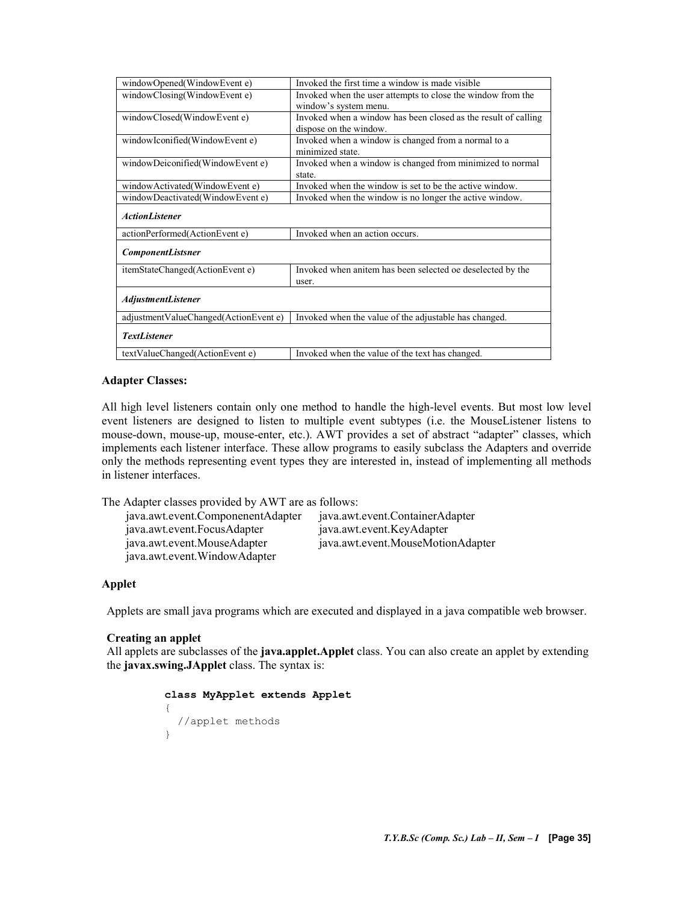| | |
|---|---|
| windowOpened(WindowEvent e) | Invoked the first time a window is made visible |
| windowClosing(WindowEvent e) | Invoked when the user attempts to close the window from the window's system menu. |
| windowClosed(WindowEvent e) | Invoked when a window has been closed as the result of calling dispose on the window. |
| windowIconified(WindowEvent e) | Invoked when a window is changed from a normal to a minimized state. |
| windowDeiconified(WindowEvent e) | Invoked when a window is changed from minimized to normal state. |
| windowActivated(WindowEvent e) | Invoked when the window is set to be the active window. |
| windowDeactivated(WindowEvent e) | Invoked when the window is no longer the active window. |
| ***ActionListener*** | |
| actionPerformed(ActionEvent e) | Invoked when an action occurs. |
| ***ComponentListsner*** | |
| itemStateChanged(ActionEvent e) | Invoked when anitem has been selected oe deselected by the user. |
| ***AdjustmentListener*** | |
| adjustmentValueChanged(ActionEvent e) | Invoked when the value of the adjustable has changed. |
| ***TextListener*** | |
| textValueChanged(ActionEvent e) | Invoked when the value of the text has changed. |

**Adapter Classes:**

All high level listeners contain only one method to handle the high-level events. But most low level event listeners are designed to listen to multiple event subtypes (i.e. the MouseListener listens to mouse-down, mouse-up, mouse-enter, etc.). AWT provides a set of abstract "adapter" classes, which implements each listener interface. These allow programs to easily subclass the Adapters and override only the methods representing event types they are interested in, instead of implementing all methods in listener interfaces.

The Adapter classes provided by AWT are as follows:

- java.awt.event.ComponenentAdapter
- java.awt.event.ContainerAdapter
- java.awt.event.FocusAdapter
- java.awt.event.KeyAdapter
- java.awt.event.MouseAdapter
- java.awt.event.MouseMotionAdapter
- java.awt.event.WindowAdapter

**Applet**

Applets are small java programs which are executed and displayed in a java compatible web browser.

**Creating an applet**

All applets are subclasses of the **java.applet.Applet** class. You can also create an applet by extending the **javax.swing.JApplet** class. The syntax is:

```
class MyApplet extends Applet
{
  //applet methods
}
```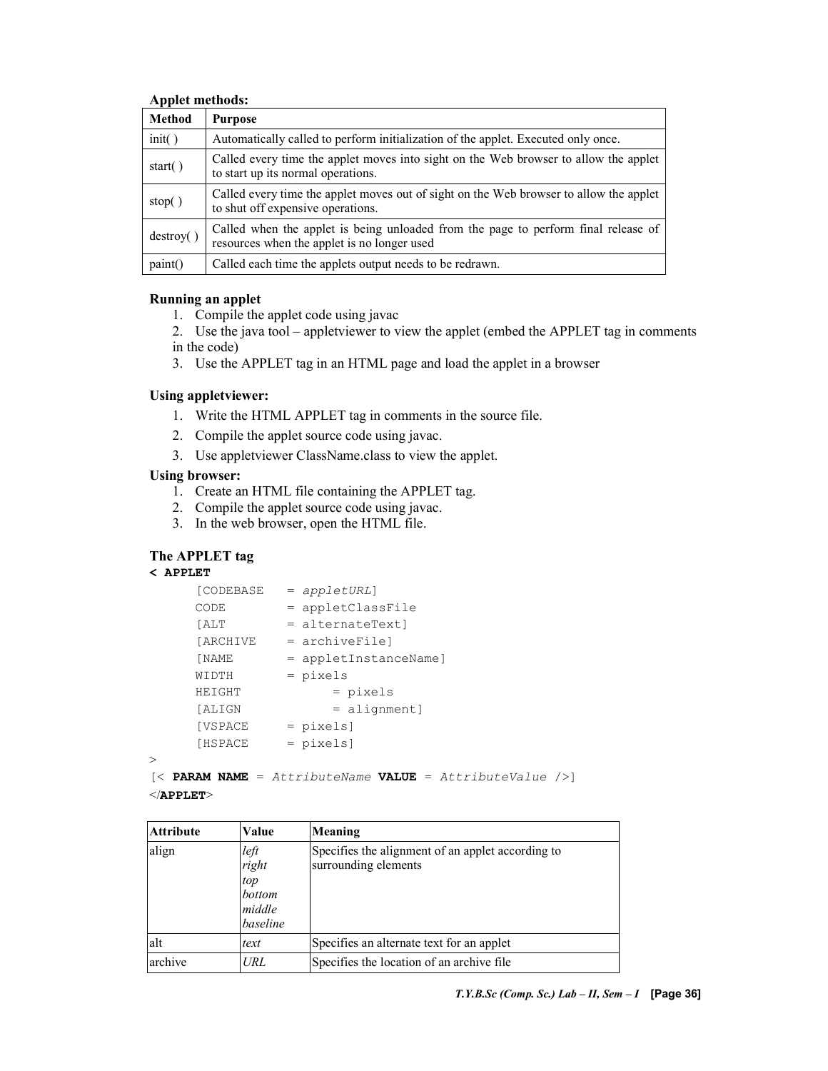**Applet methods:**

| Method | Purpose |
|---|---|
| init( ) | Automatically called to perform initialization of the applet. Executed only once. |
| start( ) | Called every time the applet moves into sight on the Web browser to allow the applet to start up its normal operations. |
| stop( ) | Called every time the applet moves out of sight on the Web browser to allow the applet to shut off expensive operations. |
| destroy( ) | Called when the applet is being unloaded from the page to perform final release of resources when the applet is no longer used |
| paint() | Called each time the applets output needs to be redrawn. |

**Running an applet**

1. Compile the applet code using javac
2. Use the java tool – appletviewer to view the applet (embed the APPLET tag in comments in the code)
3. Use the APPLET tag in an HTML page and load the applet in a browser

**Using appletviewer:**

1. Write the HTML APPLET tag in comments in the source file.
2. Compile the applet source code using javac.
3. Use appletviewer ClassName.class to view the applet.

**Using browser:**

1. Create an HTML file containing the APPLET tag.
2. Compile the applet source code using javac.
3. In the web browser, open the HTML file.

**The APPLET tag**

```
< APPLET
      [CODEBASE   = appletURL]
      CODE        = appletClassFile
      [ALT        = alternateText]
      [ARCHIVE    = archiveFile]
      [NAME       = appletInstanceName]
      WIDTH       = pixels
      HEIGHT            = pixels
      [ALIGN            = alignment]
      [VSPACE     = pixels]
      [HSPACE     = pixels]
>
[< PARAM NAME = AttributeName VALUE = AttributeValue />]
</APPLET>
```

| Attribute | Value | Meaning |
|---|---|---|
| align | *left*<br>*right*<br>*top*<br>*bottom*<br>*middle*<br>*baseline* | Specifies the alignment of an applet according to surrounding elements |
| alt | *text* | Specifies an alternate text for an applet |
| archive | *URL* | Specifies the location of an archive file |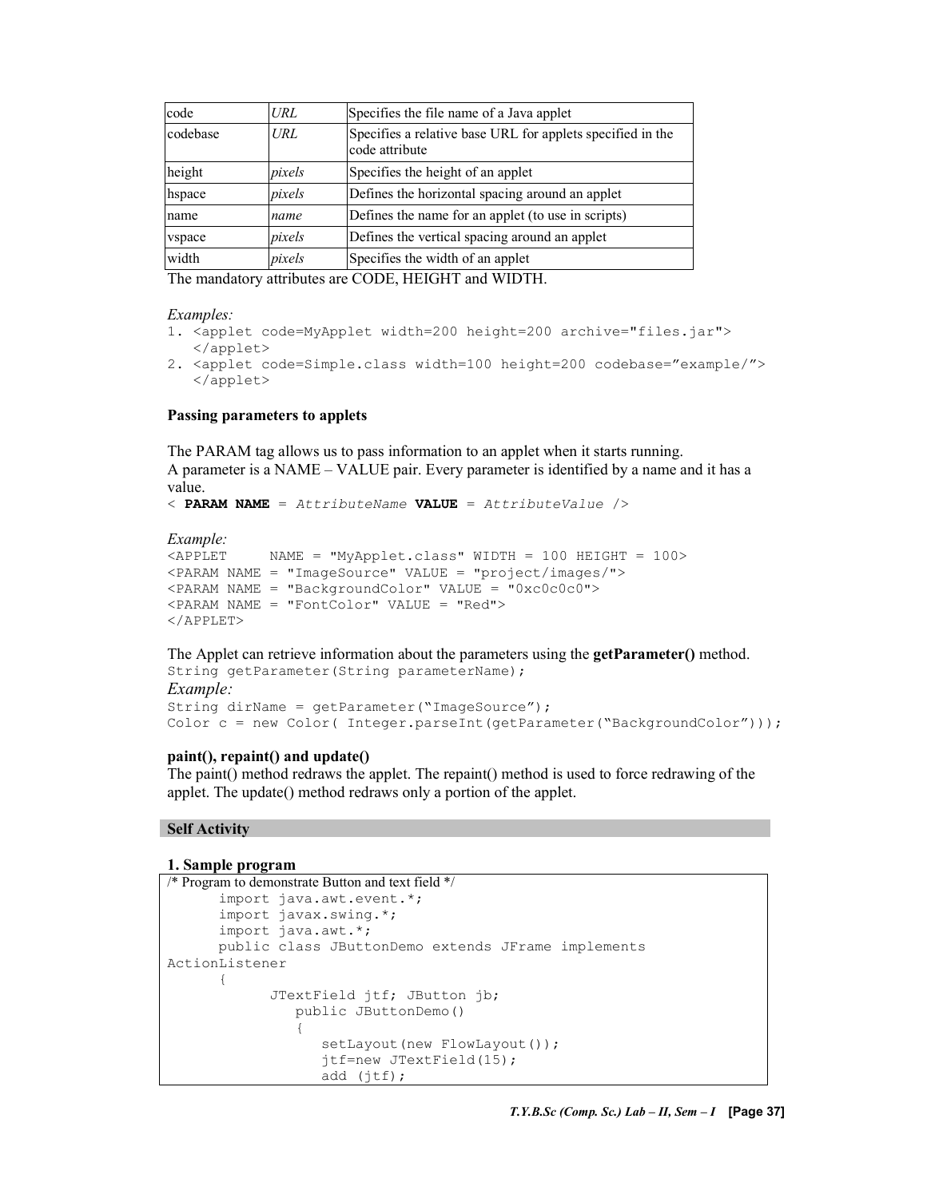| code | *URL* | Specifies the file name of a Java applet |
|---|---|---|
| codebase | *URL* | Specifies a relative base URL for applets specified in the code attribute |
| height | *pixels* | Specifies the height of an applet |
| hspace | *pixels* | Defines the horizontal spacing around an applet |
| name | *name* | Defines the name for an applet (to use in scripts) |
| vspace | *pixels* | Defines the vertical spacing around an applet |
| width | *pixels* | Specifies the width of an applet |

The mandatory attributes are CODE, HEIGHT and WIDTH.

*Examples:*

```
1. <applet code=MyApplet width=200 height=200 archive="files.jar">
   </applet>
2. <applet code=Simple.class width=100 height=200 codebase="example/">
   </applet>
```

**Passing parameters to applets**

The PARAM tag allows us to pass information to an applet when it starts running.
A parameter is a NAME – VALUE pair. Every parameter is identified by a name and it has a value.

```
< PARAM NAME = AttributeName VALUE = AttributeValue />
```

*Example:*

```
<APPLET     NAME = "MyApplet.class" WIDTH = 100 HEIGHT = 100>
<PARAM NAME = "ImageSource" VALUE = "project/images/">
<PARAM NAME = "BackgroundColor" VALUE = "0xc0c0c0">
<PARAM NAME = "FontColor" VALUE = "Red">
</APPLET>
```

The Applet can retrieve information about the parameters using the **getParameter()** method.

```
String getParameter(String parameterName);
```

*Example:*

```
String dirName = getParameter("ImageSource");
Color c = new Color( Integer.parseInt(getParameter("BackgroundColor")));
```

**paint(), repaint() and update()**

The paint() method redraws the applet. The repaint() method is used to force redrawing of the applet. The update() method redraws only a portion of the applet.

**Self Activity**

**1. Sample program**

```
/* Program to demonstrate Button and text field */
      import java.awt.event.*;
      import javax.swing.*;
      import java.awt.*;
      public class JButtonDemo extends JFrame implements
ActionListener
      {
            JTextField jtf; JButton jb;
               public JButtonDemo()
               {
                  setLayout(new FlowLayout());
                  jtf=new JTextField(15);
                  add (jtf);
```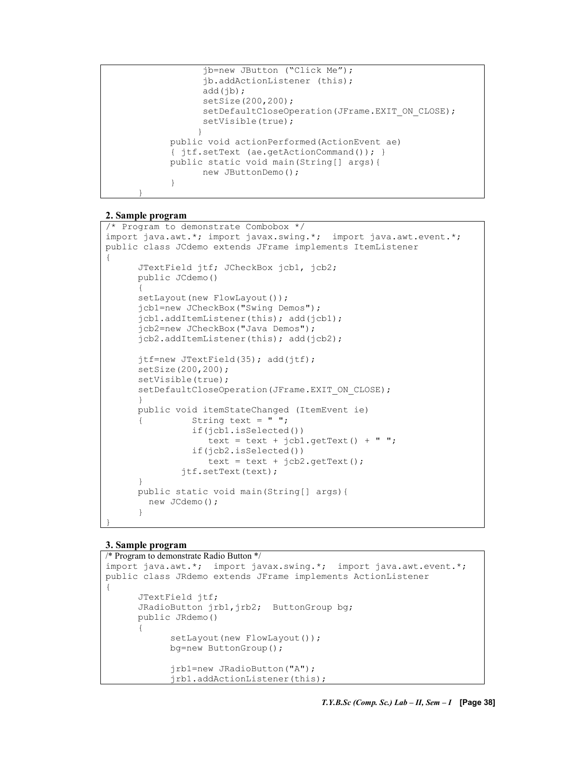```
            jb=new JButton ("Click Me");
            jb.addActionListener (this);
            add(jb);
            setSize(200,200);
            setDefaultCloseOperation(JFrame.EXIT_ON_CLOSE);
            setVisible(true);
           }
      public void actionPerformed(ActionEvent ae)
      { jtf.setText (ae.getActionCommand()); }
      public static void main(String[] args){
            new JButtonDemo();
      }
  }
```

**2. Sample program**

```
/* Program to demonstrate Combobox */
import java.awt.*; import javax.swing.*;  import java.awt.event.*;
public class JCdemo extends JFrame implements ItemListener
{
      JTextField jtf; JCheckBox jcb1, jcb2;
      public JCdemo()
      {
      setLayout(new FlowLayout());
      jcb1=new JCheckBox("Swing Demos");
      jcb1.addItemListener(this); add(jcb1);
      jcb2=new JCheckBox("Java Demos");
      jcb2.addItemListener(this); add(jcb2);

      jtf=new JTextField(35); add(jtf);
      setSize(200,200);
      setVisible(true);
      setDefaultCloseOperation(JFrame.EXIT_ON_CLOSE);
      }
      public void itemStateChanged (ItemEvent ie)
      {         String text = " ";
                if(jcb1.isSelected())
                   text = text + jcb1.getText() + " ";
                if(jcb2.isSelected())
                   text = text + jcb2.getText();
              jtf.setText(text);
      }
      public static void main(String[] args){
        new JCdemo();
      }
}
```

**3. Sample program**

```
/* Program to demonstrate Radio Button */
import java.awt.*;  import javax.swing.*;  import java.awt.event.*;
public class JRdemo extends JFrame implements ActionListener
{
      JTextField jtf;
      JRadioButton jrb1,jrb2;  ButtonGroup bg;
      public JRdemo()
      {
            setLayout(new FlowLayout());
            bg=new ButtonGroup();

            jrb1=new JRadioButton("A");
            jrb1.addActionListener(this);
```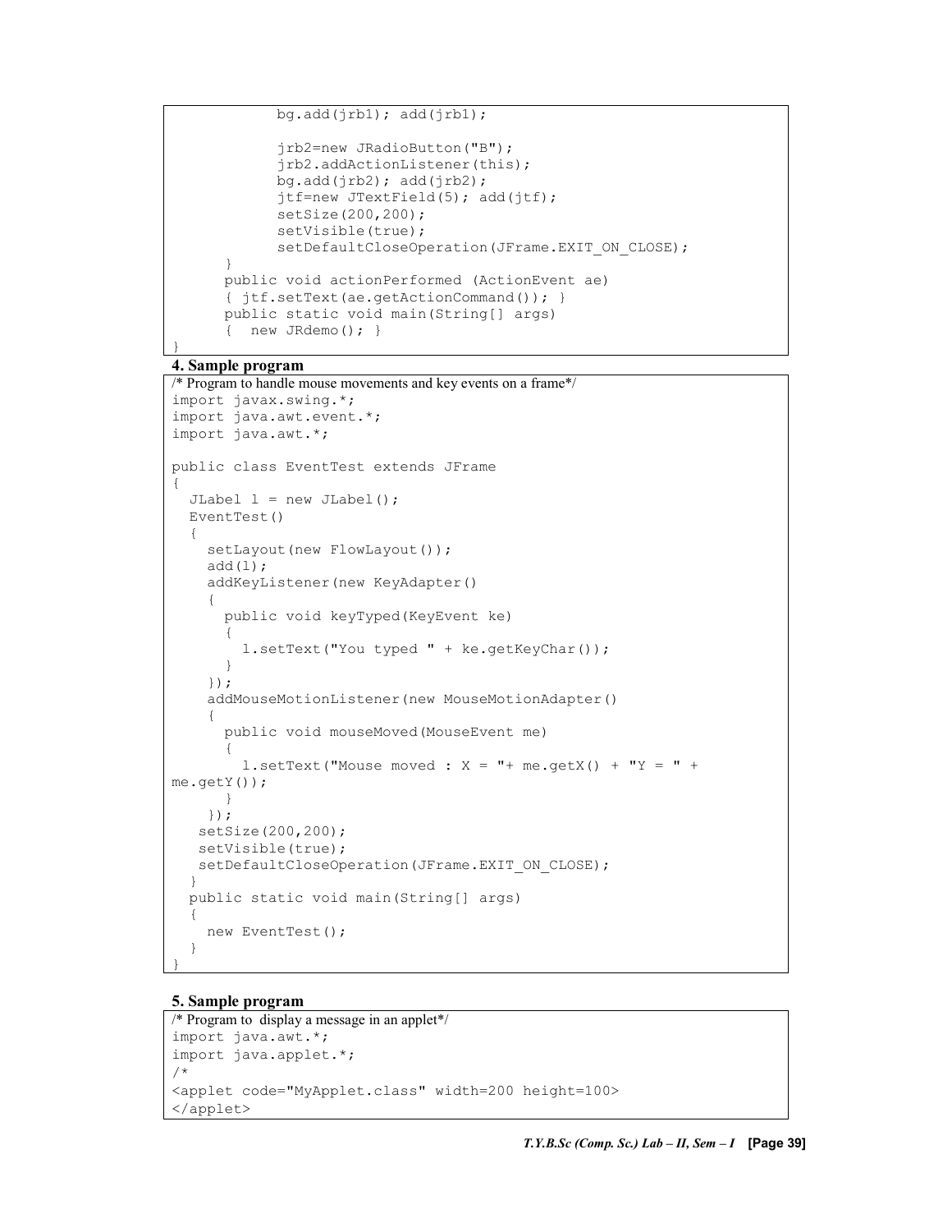```
            bg.add(jrb1); add(jrb1);

            jrb2=new JRadioButton("B");
            jrb2.addActionListener(this);
            bg.add(jrb2); add(jrb2);
            jtf=new JTextField(5); add(jtf);
            setSize(200,200);
            setVisible(true);
            setDefaultCloseOperation(JFrame.EXIT_ON_CLOSE);
      }
      public void actionPerformed (ActionEvent ae)
      { jtf.setText(ae.getActionCommand()); }
      public static void main(String[] args)
      {  new JRdemo(); }
}
```

**4. Sample program**

```
/* Program to handle mouse movements and key events on a frame*/
import javax.swing.*;
import java.awt.event.*;
import java.awt.*;

public class EventTest extends JFrame
{
  JLabel l = new JLabel();
  EventTest()
  {
    setLayout(new FlowLayout());
    add(l);
    addKeyListener(new KeyAdapter()
    {
      public void keyTyped(KeyEvent ke)
      {
        l.setText("You typed " + ke.getKeyChar());
      }
    });
    addMouseMotionListener(new MouseMotionAdapter()
    {
      public void mouseMoved(MouseEvent me)
      {
        l.setText("Mouse moved : X = "+ me.getX() + "Y = " +
me.getY());
      }
    });
   setSize(200,200);
   setVisible(true);
   setDefaultCloseOperation(JFrame.EXIT_ON_CLOSE);
  }
  public static void main(String[] args)
  {
    new EventTest();
  }
}
```

**5. Sample program**

```
/* Program to  display a message in an applet*/
import java.awt.*;
import java.applet.*;
/*
<applet code="MyApplet.class" width=200 height=100>
</applet>
```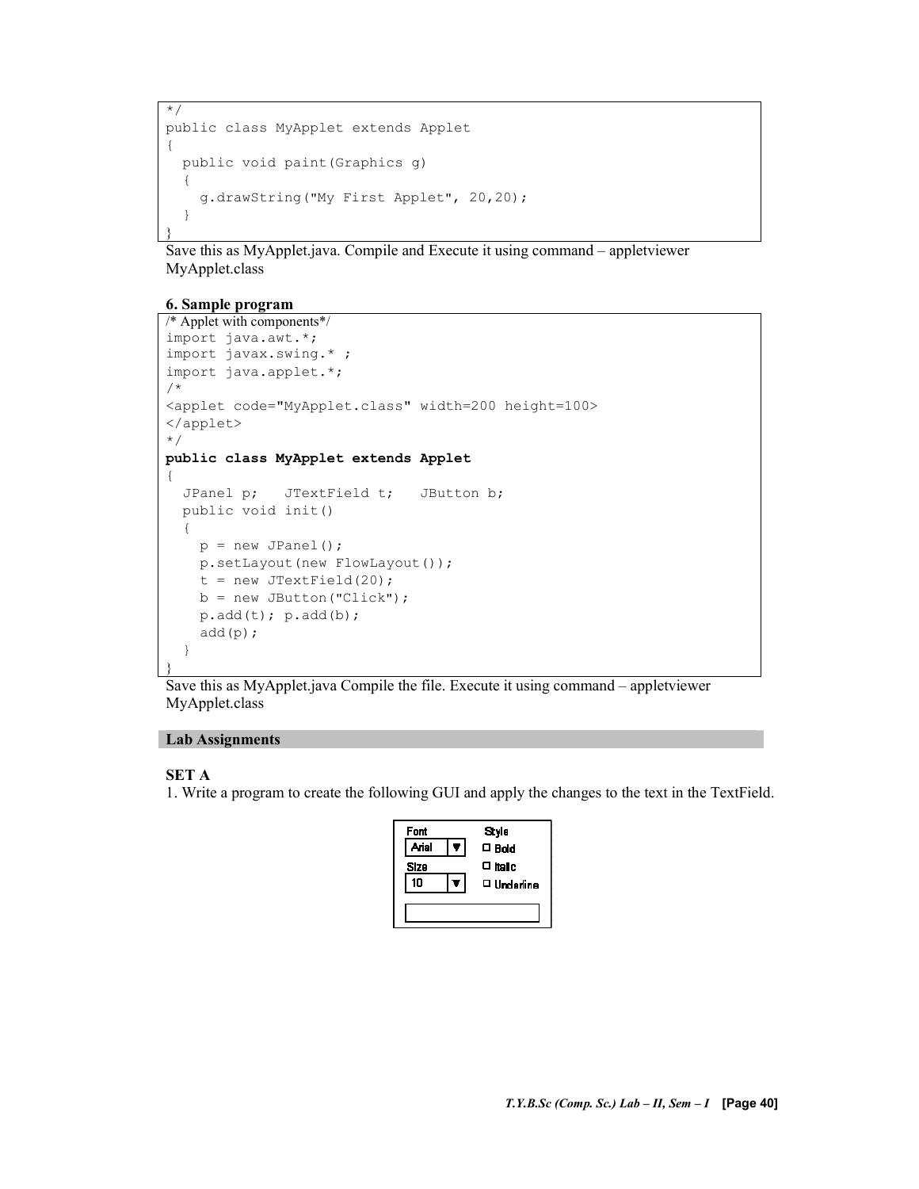```
*/
public class MyApplet extends Applet
{
  public void paint(Graphics g)
  {
    g.drawString("My First Applet", 20,20);
  }
}
```

Save this as MyApplet.java. Compile and Execute it using command – appletviewer MyApplet.class

**6. Sample program**

```
/* Applet with components*/
import java.awt.*;
import javax.swing.* ;
import java.applet.*;
/*
<applet code="MyApplet.class" width=200 height=100>
</applet>
*/
public class MyApplet extends Applet
{
  JPanel p;   JTextField t;   JButton b;
  public void init()
  {
    p = new JPanel();
    p.setLayout(new FlowLayout());
    t = new JTextField(20);
    b = new JButton("Click");
    p.add(t); p.add(b);
    add(p);
  }
}
```

Save this as MyApplet.java Compile the file. Execute it using command – appletviewer MyApplet.class

## Lab Assignments

### SET A

1. Write a program to create the following GUI and apply the changes to the text in the TextField.

```
Font            Style
[Arial  ▼]      □ Bold
Size            □ Italic
[10     ▼]      □ Underline

[                        ]
```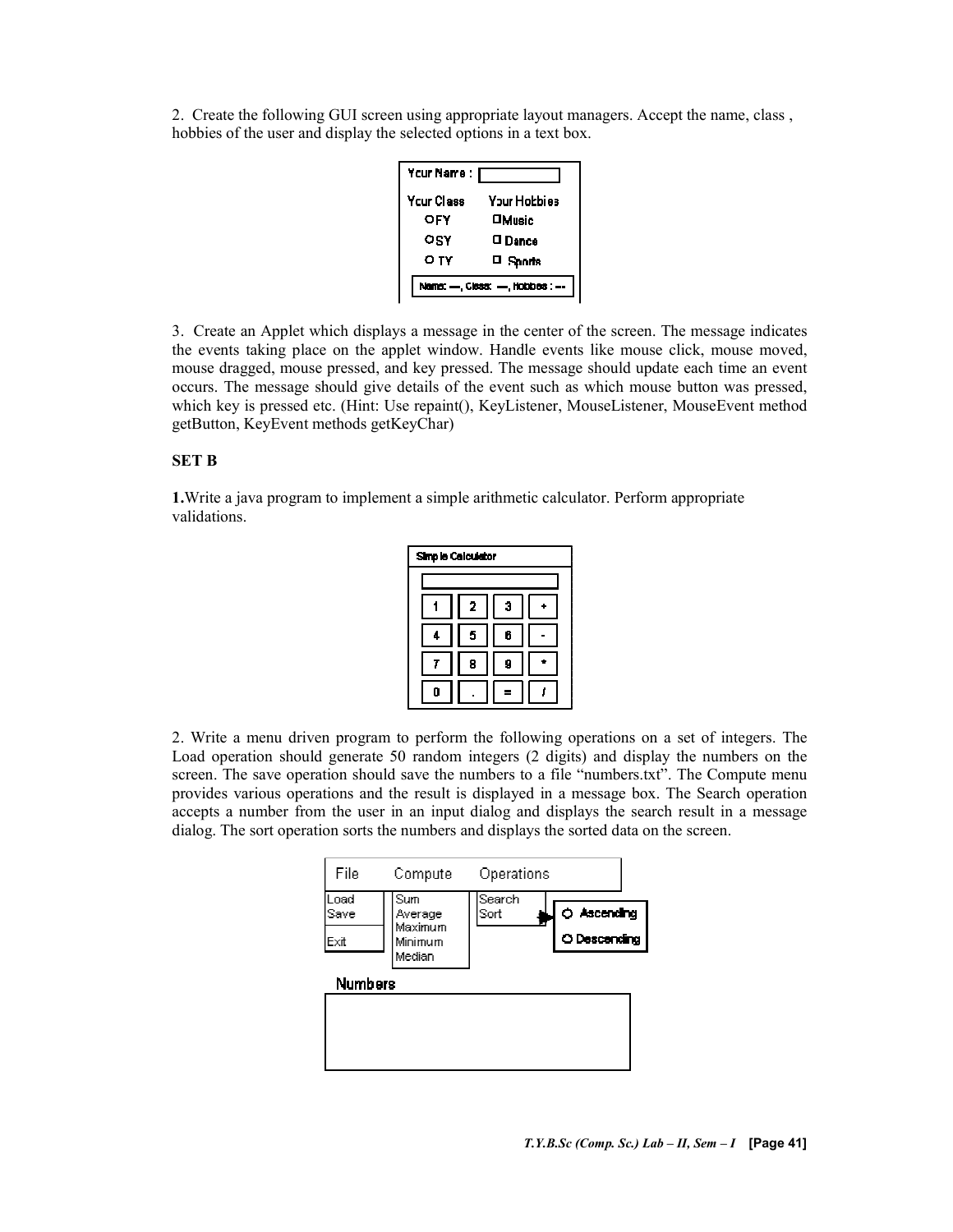2. Create the following GUI screen using appropriate layout managers. Accept the name, class , hobbies of the user and display the selected options in a text box.

3. Create an Applet which displays a message in the center of the screen. The message indicates the events taking place on the applet window. Handle events like mouse click, mouse moved, mouse dragged, mouse pressed, and key pressed. The message should update each time an event occurs. The message should give details of the event such as which mouse button was pressed, which key is pressed etc. (Hint: Use repaint(), KeyListener, MouseListener, MouseEvent method getButton, KeyEvent methods getKeyChar)

**SET B**

**1.**Write a java program to implement a simple arithmetic calculator. Perform appropriate validations.

2. Write a menu driven program to perform the following operations on a set of integers. The Load operation should generate 50 random integers (2 digits) and display the numbers on the screen. The save operation should save the numbers to a file "numbers.txt". The Compute menu provides various operations and the result is displayed in a message box. The Search operation accepts a number from the user in an input dialog and displays the search result in a message dialog. The sort operation sorts the numbers and displays the sorted data on the screen.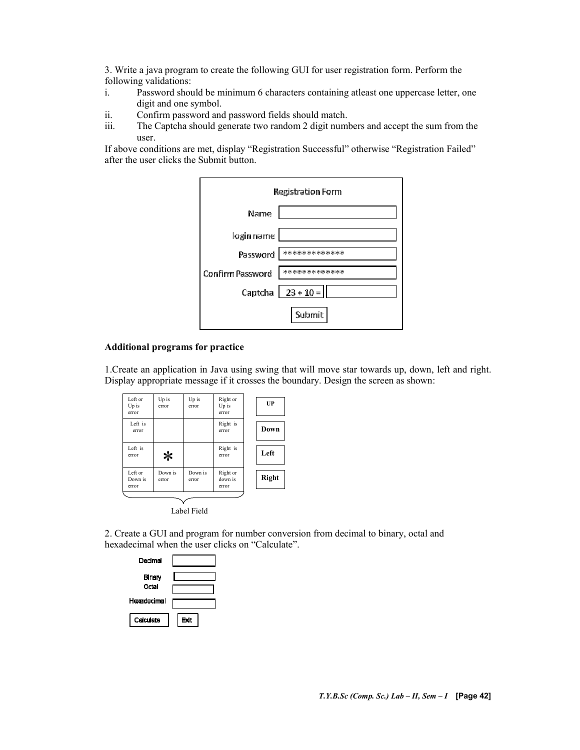3. Write a java program to create the following GUI for user registration form. Perform the following validations:

i. Password should be minimum 6 characters containing atleast one uppercase letter, one digit and one symbol.
ii. Confirm password and password fields should match.
iii. The Captcha should generate two random 2 digit numbers and accept the sum from the user.

If above conditions are met, display "Registration Successful" otherwise "Registration Failed" after the user clicks the Submit button.

| Registration Form | |
|---|---|
| Name | |
| login name | |
| Password | ************* |
| Confirm Password | ************ |
| Captcha | 23 + 10 = |
| Submit | |

**Additional programs for practice**

1.Create an application in Java using swing that will move star towards up, down, left and right. Display appropriate message if it crosses the boundary. Design the screen as shown:

| Left or Up is error | Up is error | Up is error | Right or Up is error | UP |
|---|---|---|---|---|
| Left is error | | | Right is error | Down |
| Left is error | * | | Right is error | Left |
| Left or Down is error | Down is error | Down is error | Right or down is error | Right |

Label Field

2. Create a GUI and program for number conversion from decimal to binary, octal and hexadecimal when the user clicks on "Calculate".

| Decimal | |
|---|---|
| Binary | |
| Octal | |
| Hexadecimal | |
| Calculate | Exit |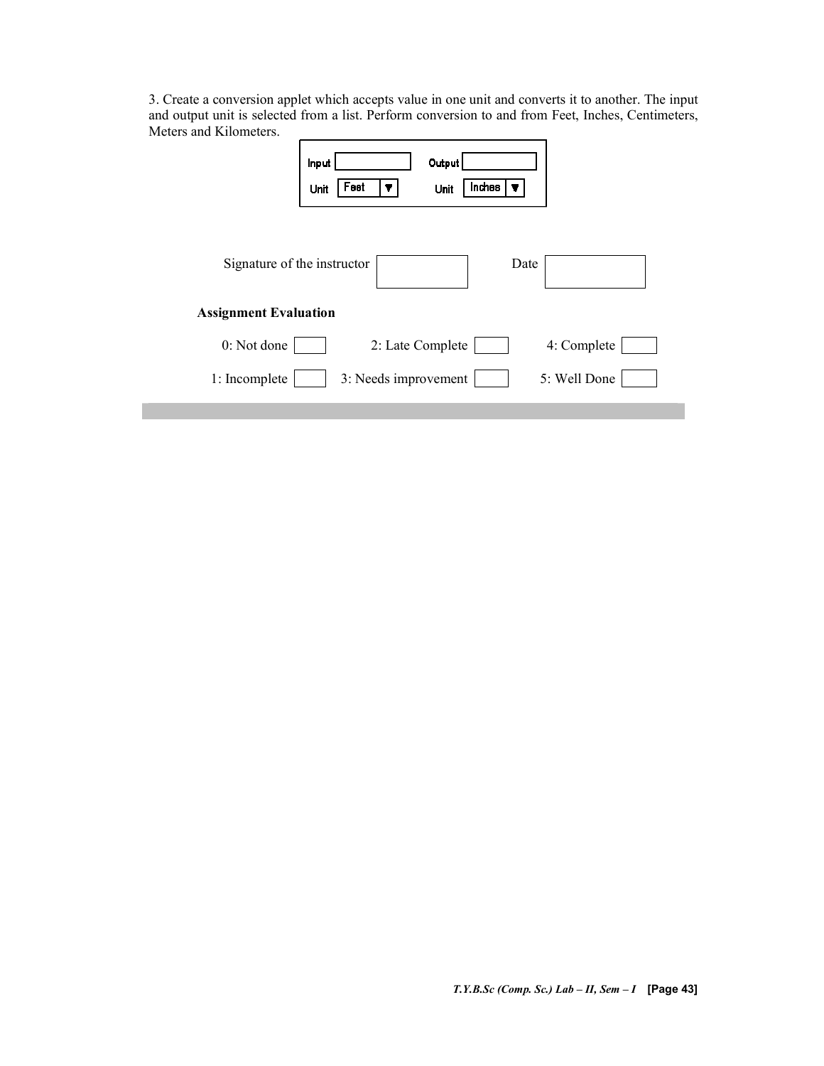3. Create a conversion applet which accepts value in one unit and converts it to another. The input and output unit is selected from a list. Perform conversion to and from Feet, Inches, Centimeters, Meters and Kilometers.

Input [ ] Output [ ]

Unit [Feet ▼] Unit [Inches ▼]

Signature of the instructor [ ] Date [ ]

**Assignment Evaluation**

| | | | | | |
|---|---|---|---|---|---|
| 0: Not done | [ ] | 2: Late Complete | [ ] | 4: Complete | [ ] |
| 1: Incomplete | [ ] | 3: Needs improvement | [ ] | 5: Well Done | [ ] |